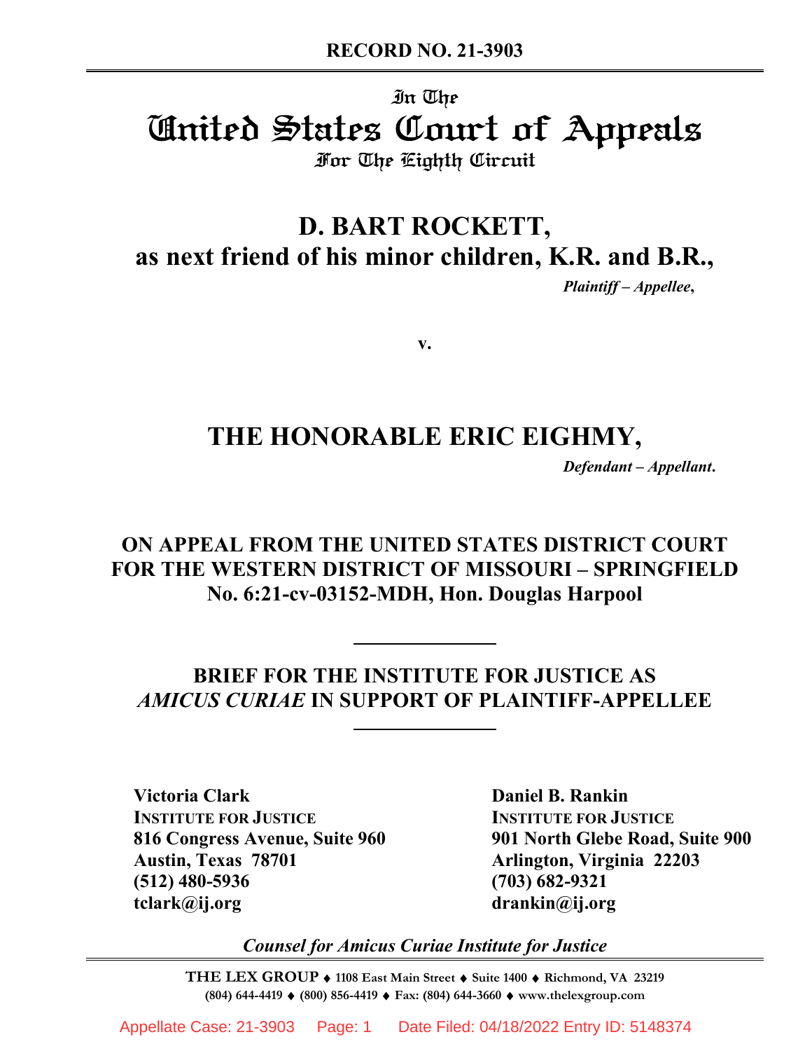**RECORD NO. 21-3903**

In The

# United States Court of Appeals

For The Eighth Circuit

## D. BART ROCKETT,
## as next friend of his minor children, K.R. and B.R.,

*Plaintiff – Appellee*,

v.

## THE HONORABLE ERIC EIGHMY,

*Defendant – Appellant*.

**ON APPEAL FROM THE UNITED STATES DISTRICT COURT FOR THE WESTERN DISTRICT OF MISSOURI – SPRINGFIELD**
**No. 6:21-cv-03152-MDH, Hon. Douglas Harpool**

**BRIEF FOR THE INSTITUTE FOR JUSTICE AS *AMICUS CURIAE* IN SUPPORT OF PLAINTIFF-APPELLEE**

**Victoria Clark**
**INSTITUTE FOR JUSTICE**
**816 Congress Avenue, Suite 960**
**Austin, Texas 78701**
**(512) 480-5936**
**tclark@ij.org**

**Daniel B. Rankin**
**INSTITUTE FOR JUSTICE**
**901 North Glebe Road, Suite 900**
**Arlington, Virginia 22203**
**(703) 682-9321**
**drankin@ij.org**

*Counsel for Amicus Curiae Institute for Justice*

**THE LEX GROUP** ♦ **1108 East Main Street** ♦ **Suite 1400** ♦ **Richmond, VA 23219**
**(804) 644-4419** ♦ **(800) 856-4419** ♦ **Fax: (804) 644-3660** ♦ **www.thelexgroup.com**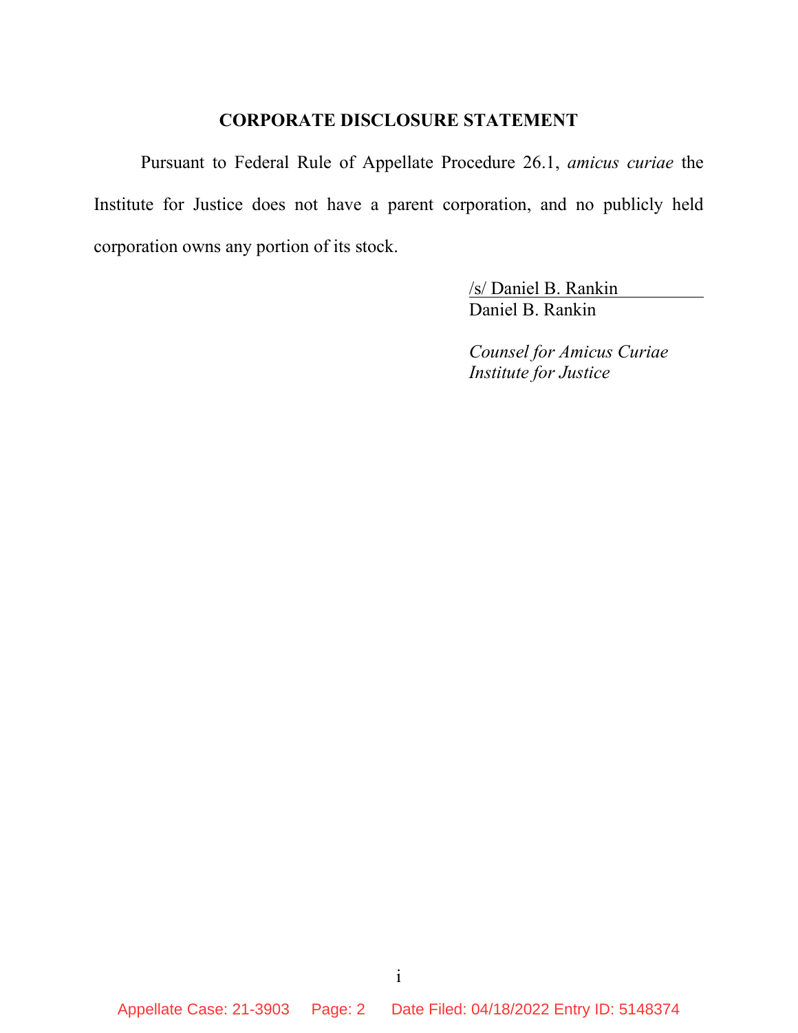## CORPORATE DISCLOSURE STATEMENT

Pursuant to Federal Rule of Appellate Procedure 26.1, *amicus curiae* the Institute for Justice does not have a parent corporation, and no publicly held corporation owns any portion of its stock.

/s/ Daniel B. Rankin
Daniel B. Rankin

*Counsel for Amicus Curiae*
*Institute for Justice*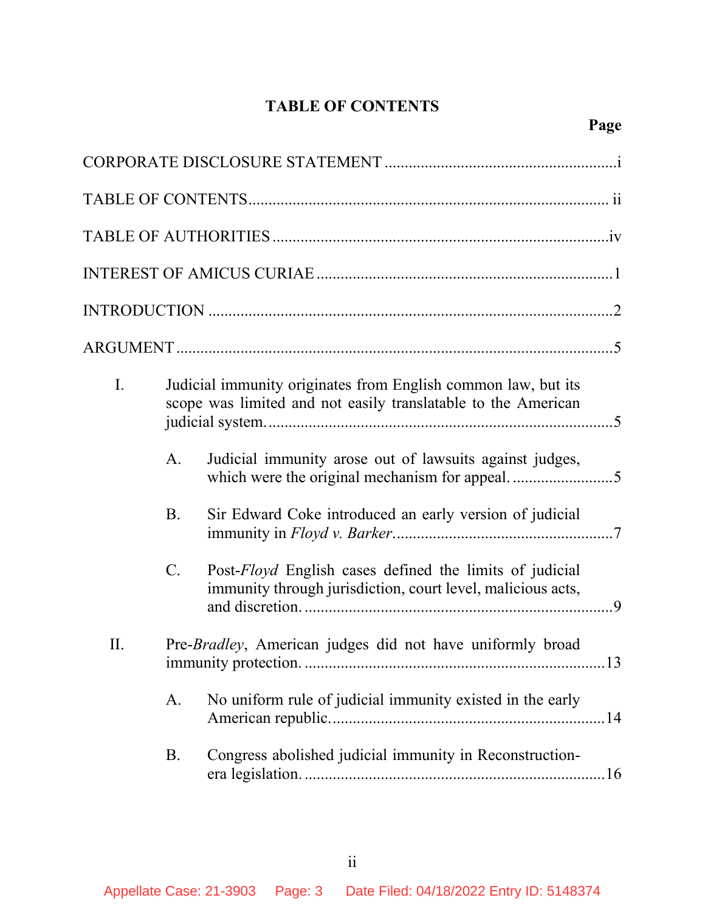## TABLE OF CONTENTS

**Page**

CORPORATE DISCLOSURE STATEMENT ........................................................ i

TABLE OF CONTENTS ........................................................................................ ii

TABLE OF AUTHORITIES ................................................................................... iv

INTEREST OF AMICUS CURIAE ........................................................................ 1

INTRODUCTION .................................................................................................... 2

ARGUMENT ........................................................................................................... 5

- I. Judicial immunity originates from English common law, but its scope was limited and not easily translatable to the American judicial system. ..................................................................................... 5
  - A. Judicial immunity arose out of lawsuits against judges, which were the original mechanism for appeal. ......................... 5
  - B. Sir Edward Coke introduced an early version of judicial immunity in *Floyd v. Barker*. ...................................................... 7
  - C. Post-*Floyd* English cases defined the limits of judicial immunity through jurisdiction, court level, malicious acts, and discretion. ............................................................................ 9
- II. Pre-*Bradley*, American judges did not have uniformly broad immunity protection. ......................................................................... 13
  - A. No uniform rule of judicial immunity existed in the early American republic. .................................................................... 14
  - B. Congress abolished judicial immunity in Reconstruction-era legislation. ........................................................................... 16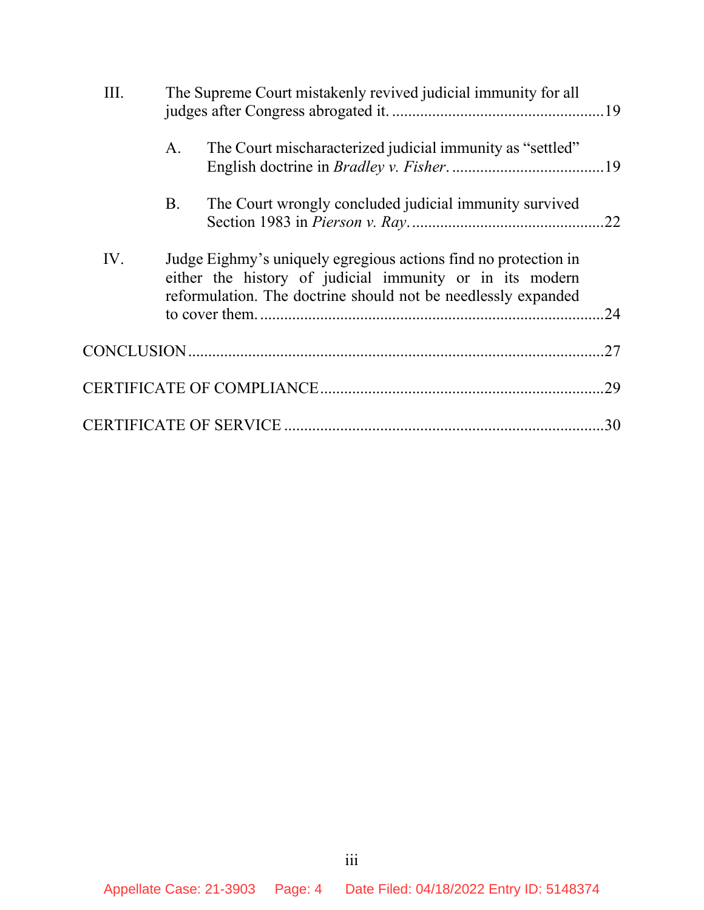III. The Supreme Court mistakenly revived judicial immunity for all judges after Congress abrogated it. ....................................................19

A. The Court mischaracterized judicial immunity as "settled" English doctrine in *Bradley v. Fisher*. .....................................19

B. The Court wrongly concluded judicial immunity survived Section 1983 in *Pierson v. Ray*. ................................................22

IV. Judge Eighmy's uniquely egregious actions find no protection in either the history of judicial immunity or in its modern reformulation. The doctrine should not be needlessly expanded to cover them. .....................................................................24

CONCLUSION .......................................................................................27

CERTIFICATE OF COMPLIANCE .......................................................29

CERTIFICATE OF SERVICE ...............................................................30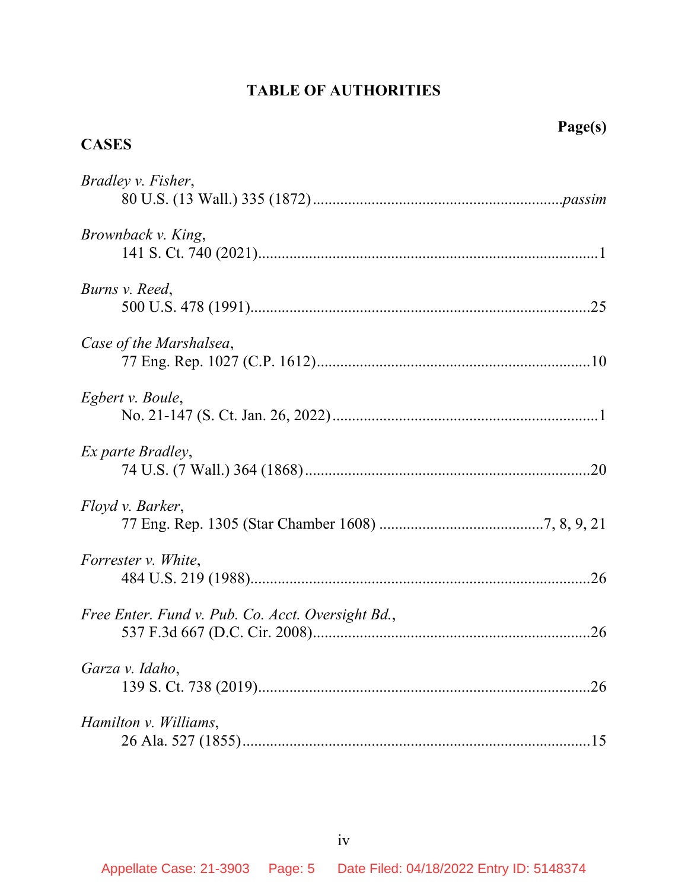## TABLE OF AUTHORITIES

**CASES** **Page(s)**

*Bradley v. Fisher*,
80 U.S. (13 Wall.) 335 (1872) ............................................................ *passim*

*Brownback v. King*,
141 S. Ct. 740 (2021) ........................................................................... 1

*Burns v. Reed*,
500 U.S. 478 (1991) ........................................................................... 25

*Case of the Marshalsea*,
77 Eng. Rep. 1027 (C.P. 1612) ........................................................... 10

*Egbert v. Boule*,
No. 21-147 (S. Ct. Jan. 26, 2022) ......................................................... 1

*Ex parte Bradley*,
74 U.S. (7 Wall.) 364 (1868) .............................................................. 20

*Floyd v. Barker*,
77 Eng. Rep. 1305 (Star Chamber 1608) ......................................... 7, 8, 9, 21

*Forrester v. White*,
484 U.S. 219 (1988) ........................................................................... 26

*Free Enter. Fund v. Pub. Co. Acct. Oversight Bd.*,
537 F.3d 667 (D.C. Cir. 2008) ............................................................ 26

*Garza v. Idaho*,
139 S. Ct. 738 (2019) ......................................................................... 26

*Hamilton v. Williams*,
26 Ala. 527 (1855) ............................................................................. 15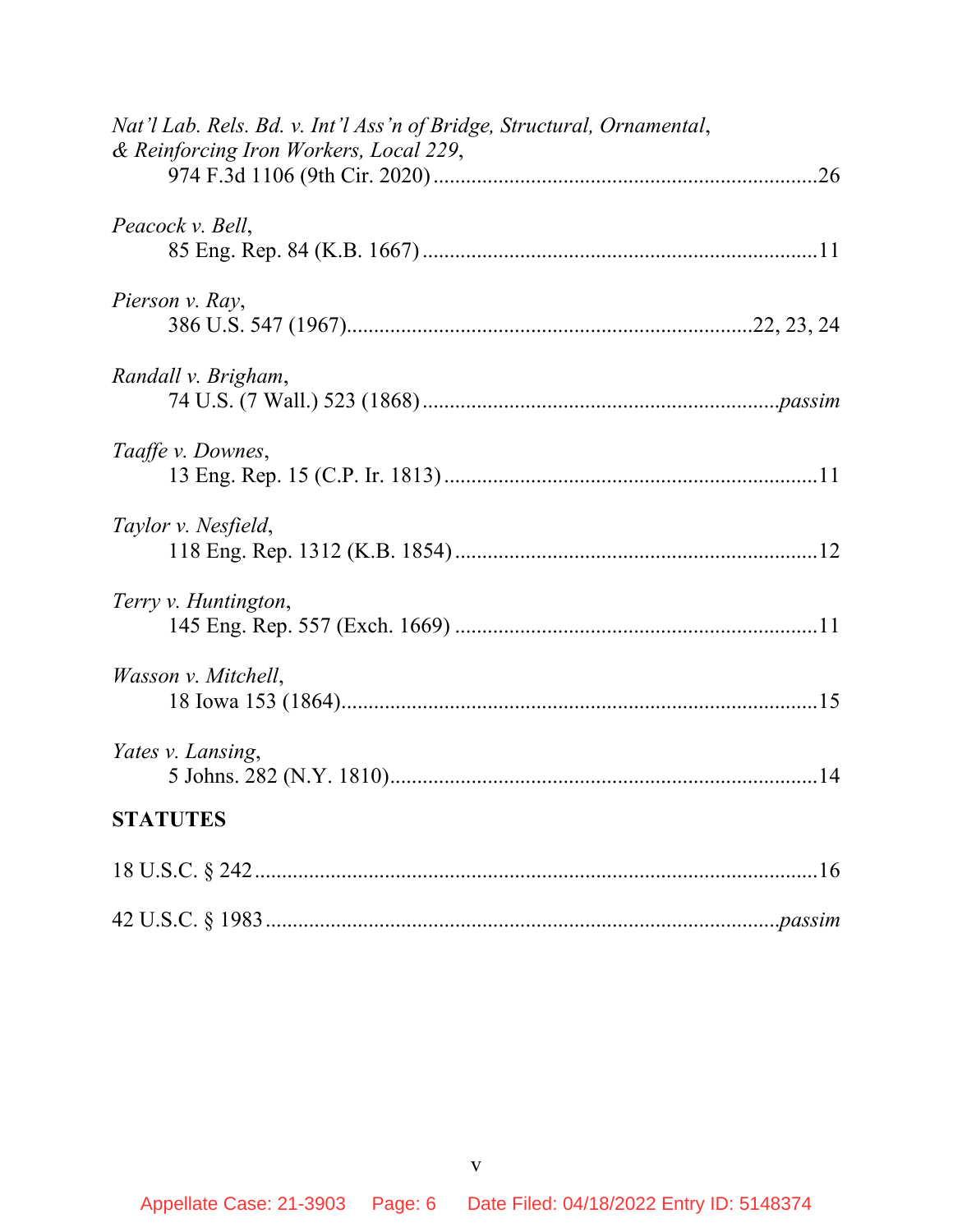*Nat'l Lab. Rels. Bd. v. Int'l Ass'n of Bridge, Structural, Ornamental, & Reinforcing Iron Workers, Local 229*,
974 F.3d 1106 (9th Cir. 2020) ....................................................................26

*Peacock v. Bell*,
85 Eng. Rep. 84 (K.B. 1667) ........................................................................11

*Pierson v. Ray*,
386 U.S. 547 (1967)........................................................................22, 23, 24

*Randall v. Brigham*,
74 U.S. (7 Wall.) 523 (1868) ...............................................................*passim*

*Taaffe v. Downes*,
13 Eng. Rep. 15 (C.P. Ir. 1813) ....................................................................11

*Taylor v. Nesfield*,
118 Eng. Rep. 1312 (K.B. 1854) ..................................................................12

*Terry v. Huntington*,
145 Eng. Rep. 557 (Exch. 1669) ..................................................................11

*Wasson v. Mitchell*,
18 Iowa 153 (1864).......................................................................................15

*Yates v. Lansing*,
5 Johns. 282 (N.Y. 1810)...............................................................................14

**STATUTES**

18 U.S.C. § 242 ......................................................................................................16

42 U.S.C. § 1983 ..........................................................................................*passim*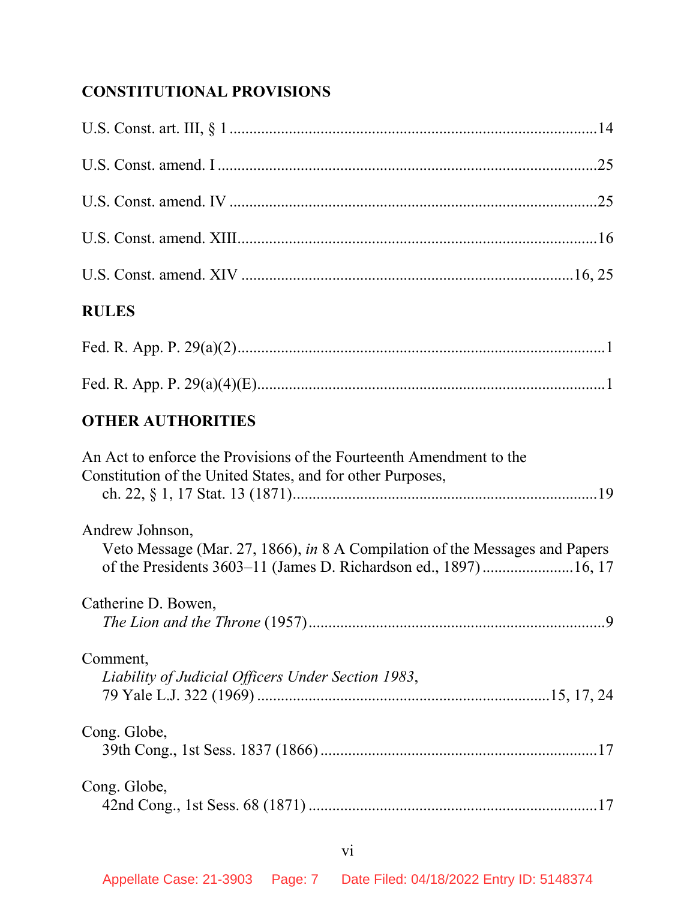## CONSTITUTIONAL PROVISIONS

U.S. Const. art. III, § 1 ............................................................................................14

U.S. Const. amend. I ..................................................................................................25

U.S. Const. amend. IV ...............................................................................................25

U.S. Const. amend. XIII.............................................................................................16

U.S. Const. amend. XIV ......................................................................................16, 25

## RULES

Fed. R. App. P. 29(a)(2)...............................................................................................1

Fed. R. App. P. 29(a)(4)(E)..........................................................................................1

## OTHER AUTHORITIES

An Act to enforce the Provisions of the Fourteenth Amendment to the Constitution of the United States, and for other Purposes,
ch. 22, § 1, 17 Stat. 13 (1871)..............................................................................19

Andrew Johnson,
Veto Message (Mar. 27, 1866), *in* 8 A Compilation of the Messages and Papers of the Presidents 3603–11 (James D. Richardson ed., 1897).......................16, 17

Catherine D. Bowen,
*The Lion and the Throne* (1957)...........................................................................9

Comment,
*Liability of Judicial Officers Under Section 1983*,
79 Yale L.J. 322 (1969) ..........................................................................15, 17, 24

Cong. Globe,
39th Cong., 1st Sess. 1837 (1866) ......................................................................17

Cong. Globe,
42nd Cong., 1st Sess. 68 (1871) .........................................................................17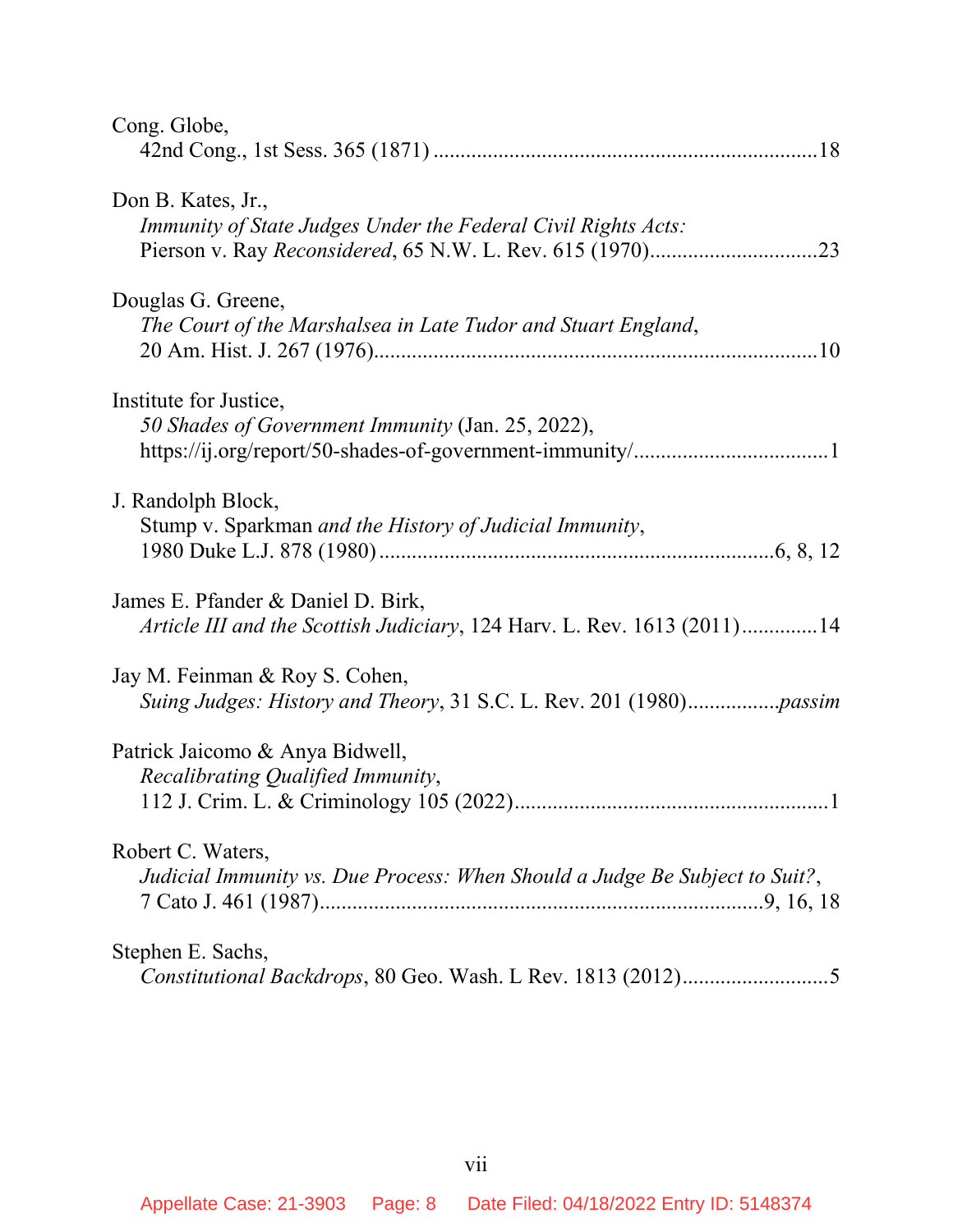Cong. Globe,
42nd Cong., 1st Sess. 365 (1871) ....................................................................18

Don B. Kates, Jr.,
*Immunity of State Judges Under the Federal Civil Rights Acts:* Pierson v. Ray *Reconsidered*, 65 N.W. L. Rev. 615 (1970)...............................23

Douglas G. Greene,
*The Court of the Marshalsea in Late Tudor and Stuart England*, 20 Am. Hist. J. 267 (1976)..................................................................................10

Institute for Justice,
*50 Shades of Government Immunity* (Jan. 25, 2022), https://ij.org/report/50-shades-of-government-immunity/....................................1

J. Randolph Block,
Stump v. Sparkman *and the History of Judicial Immunity*, 1980 Duke L.J. 878 (1980).......................................................................6, 8, 12

James E. Pfander & Daniel D. Birk,
*Article III and the Scottish Judiciary*, 124 Harv. L. Rev. 1613 (2011)..............14

Jay M. Feinman & Roy S. Cohen,
*Suing Judges: History and Theory*, 31 S.C. L. Rev. 201 (1980)................*passim*

Patrick Jaicomo & Anya Bidwell,
*Recalibrating Qualified Immunity*, 112 J. Crim. L. & Criminology 105 (2022)..........................................................1

Robert C. Waters,
*Judicial Immunity vs. Due Process: When Should a Judge Be Subject to Suit?*, 7 Cato J. 461 (1987)..................................................................................9, 16, 18

Stephen E. Sachs,
*Constitutional Backdrops*, 80 Geo. Wash. L Rev. 1813 (2012)............................5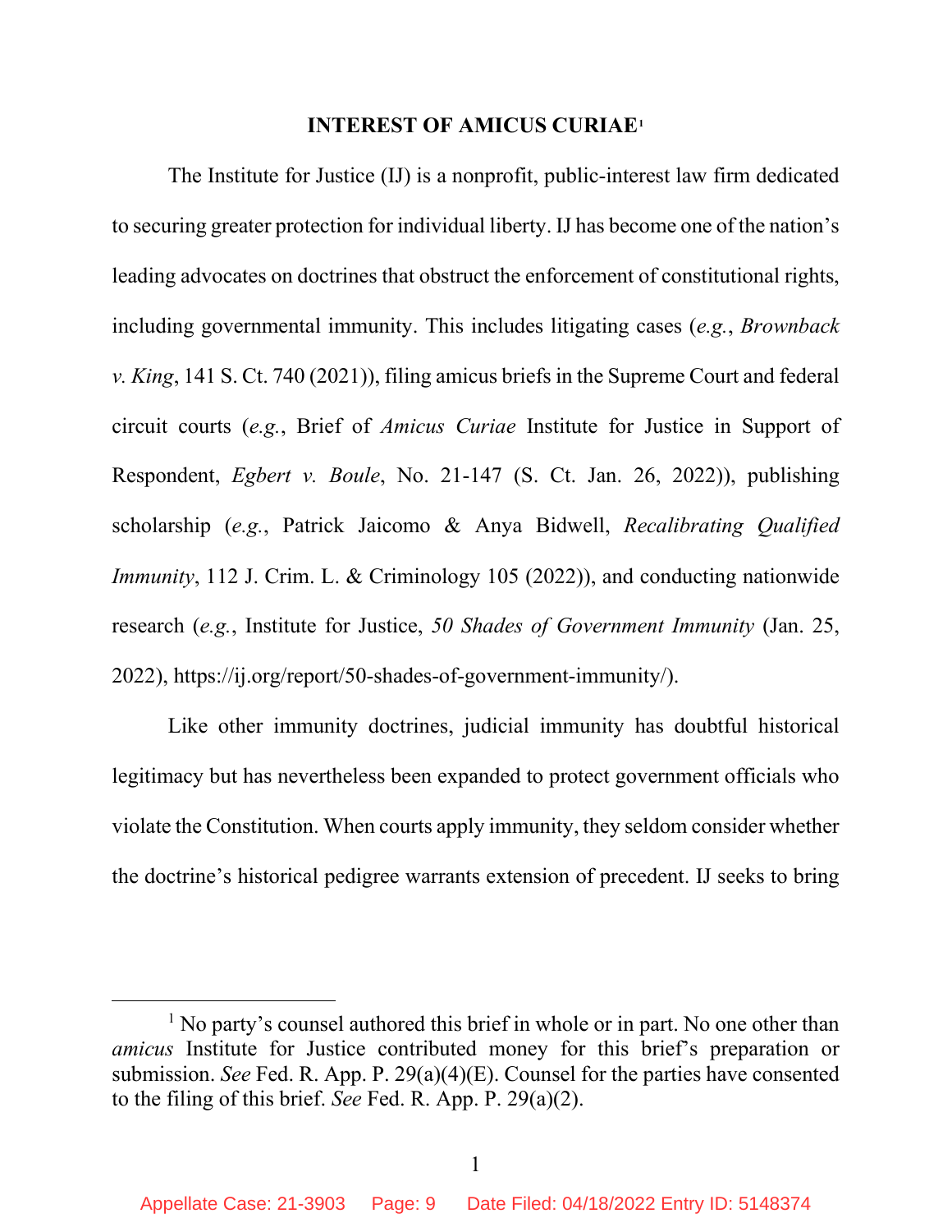## INTEREST OF AMICUS CURIAE[1]

The Institute for Justice (IJ) is a nonprofit, public-interest law firm dedicated to securing greater protection for individual liberty. IJ has become one of the nation's leading advocates on doctrines that obstruct the enforcement of constitutional rights, including governmental immunity. This includes litigating cases (*e.g.*, *Brownback v. King*, 141 S. Ct. 740 (2021)), filing amicus briefs in the Supreme Court and federal circuit courts (*e.g.*, Brief of *Amicus Curiae* Institute for Justice in Support of Respondent, *Egbert v. Boule*, No. 21-147 (S. Ct. Jan. 26, 2022)), publishing scholarship (*e.g.*, Patrick Jaicomo & Anya Bidwell, *Recalibrating Qualified Immunity*, 112 J. Crim. L. & Criminology 105 (2022)), and conducting nationwide research (*e.g.*, Institute for Justice, *50 Shades of Government Immunity* (Jan. 25, 2022), https://ij.org/report/50-shades-of-government-immunity/).

Like other immunity doctrines, judicial immunity has doubtful historical legitimacy but has nevertheless been expanded to protect government officials who violate the Constitution. When courts apply immunity, they seldom consider whether the doctrine's historical pedigree warrants extension of precedent. IJ seeks to bring

---

[1] No party's counsel authored this brief in whole or in part. No one other than *amicus* Institute for Justice contributed money for this brief's preparation or submission. *See* Fed. R. App. P. 29(a)(4)(E). Counsel for the parties have consented to the filing of this brief. *See* Fed. R. App. P. 29(a)(2).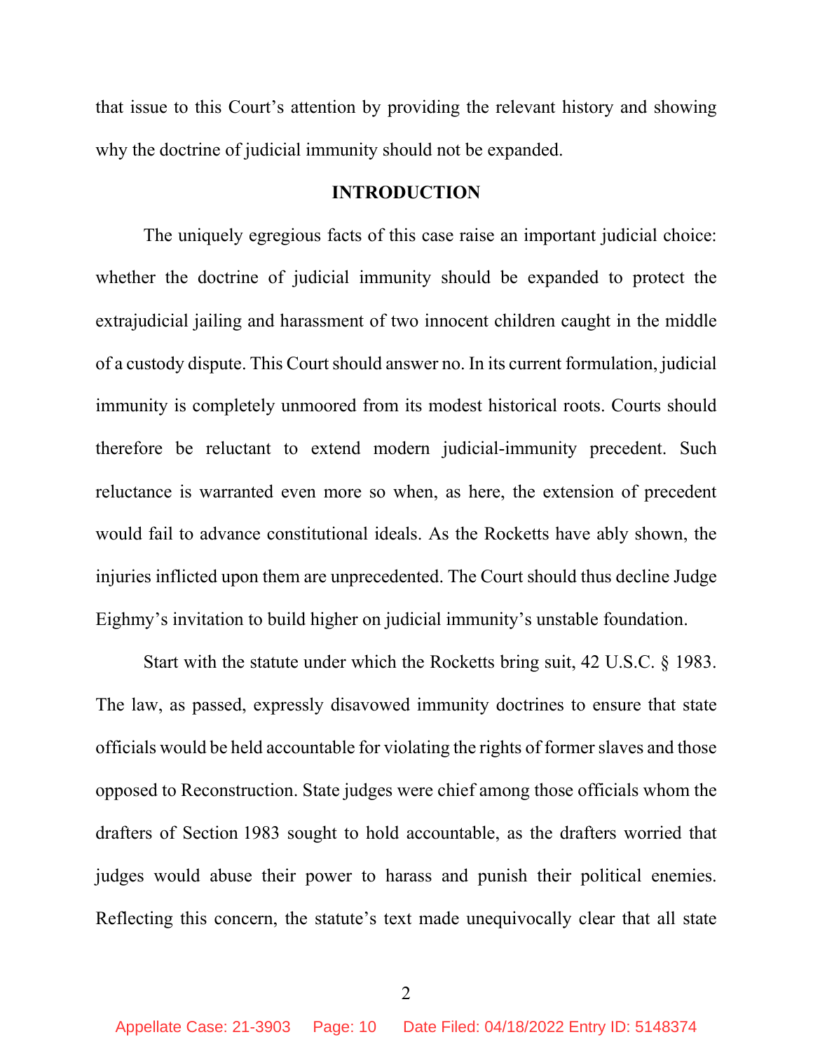that issue to this Court's attention by providing the relevant history and showing why the doctrine of judicial immunity should not be expanded.

## INTRODUCTION

The uniquely egregious facts of this case raise an important judicial choice: whether the doctrine of judicial immunity should be expanded to protect the extrajudicial jailing and harassment of two innocent children caught in the middle of a custody dispute. This Court should answer no. In its current formulation, judicial immunity is completely unmoored from its modest historical roots. Courts should therefore be reluctant to extend modern judicial-immunity precedent. Such reluctance is warranted even more so when, as here, the extension of precedent would fail to advance constitutional ideals. As the Rocketts have ably shown, the injuries inflicted upon them are unprecedented. The Court should thus decline Judge Eighmy's invitation to build higher on judicial immunity's unstable foundation.

Start with the statute under which the Rocketts bring suit, 42 U.S.C. § 1983. The law, as passed, expressly disavowed immunity doctrines to ensure that state officials would be held accountable for violating the rights of former slaves and those opposed to Reconstruction. State judges were chief among those officials whom the drafters of Section 1983 sought to hold accountable, as the drafters worried that judges would abuse their power to harass and punish their political enemies. Reflecting this concern, the statute's text made unequivocally clear that all state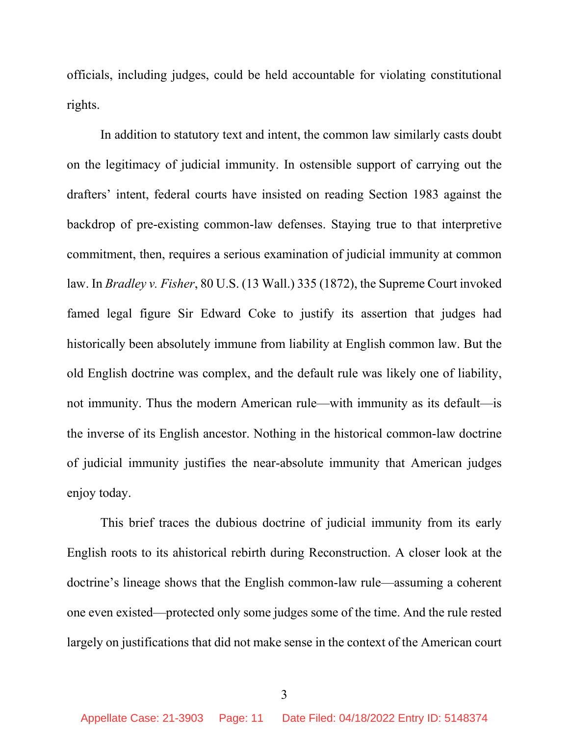officials, including judges, could be held accountable for violating constitutional rights.

In addition to statutory text and intent, the common law similarly casts doubt on the legitimacy of judicial immunity. In ostensible support of carrying out the drafters' intent, federal courts have insisted on reading Section 1983 against the backdrop of pre-existing common-law defenses. Staying true to that interpretive commitment, then, requires a serious examination of judicial immunity at common law. In *Bradley v. Fisher*, 80 U.S. (13 Wall.) 335 (1872), the Supreme Court invoked famed legal figure Sir Edward Coke to justify its assertion that judges had historically been absolutely immune from liability at English common law. But the old English doctrine was complex, and the default rule was likely one of liability, not immunity. Thus the modern American rule—with immunity as its default—is the inverse of its English ancestor. Nothing in the historical common-law doctrine of judicial immunity justifies the near-absolute immunity that American judges enjoy today.

This brief traces the dubious doctrine of judicial immunity from its early English roots to its ahistorical rebirth during Reconstruction. A closer look at the doctrine's lineage shows that the English common-law rule—assuming a coherent one even existed—protected only some judges some of the time. And the rule rested largely on justifications that did not make sense in the context of the American court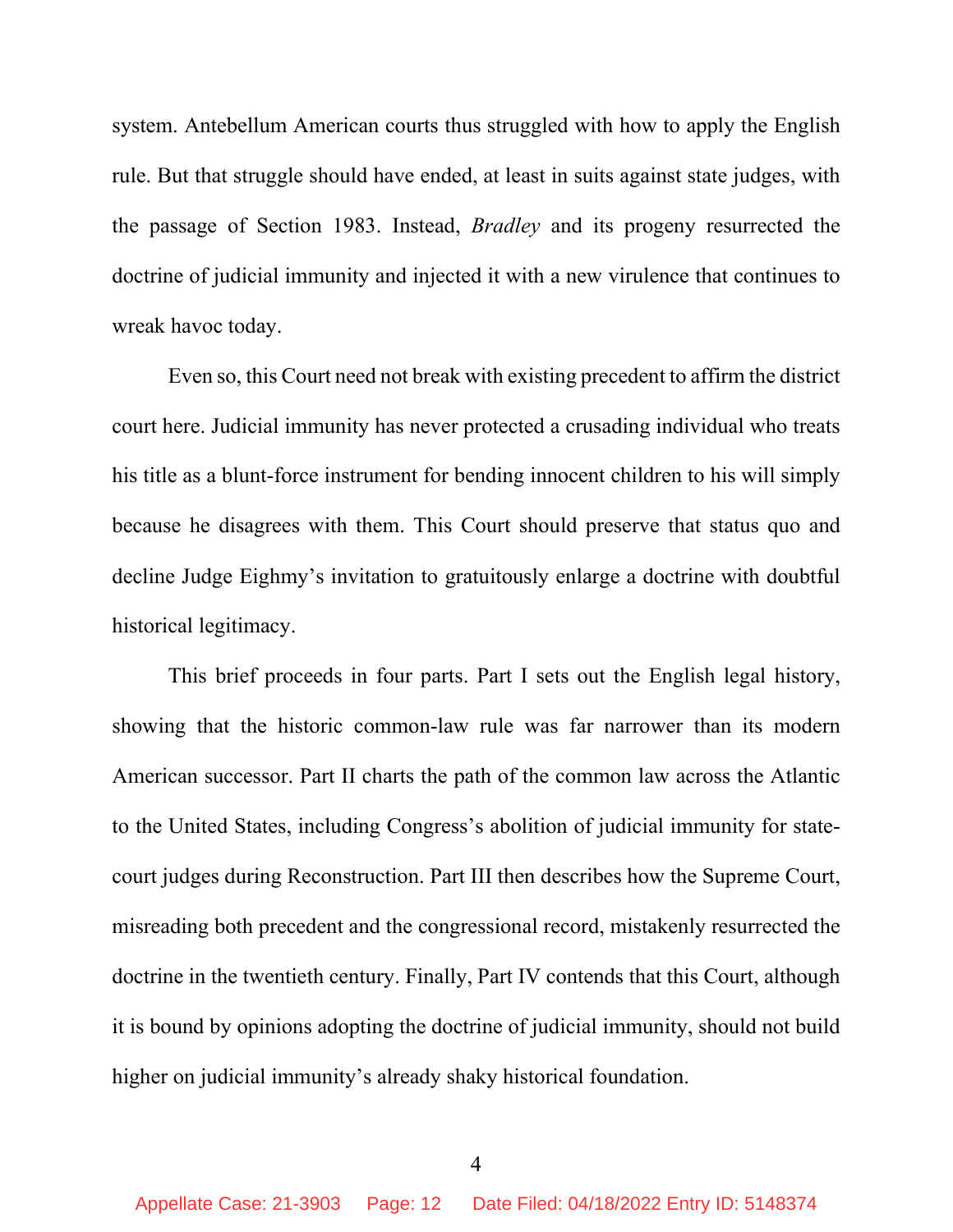system. Antebellum American courts thus struggled with how to apply the English rule. But that struggle should have ended, at least in suits against state judges, with the passage of Section 1983. Instead, *Bradley* and its progeny resurrected the doctrine of judicial immunity and injected it with a new virulence that continues to wreak havoc today.

Even so, this Court need not break with existing precedent to affirm the district court here. Judicial immunity has never protected a crusading individual who treats his title as a blunt-force instrument for bending innocent children to his will simply because he disagrees with them. This Court should preserve that status quo and decline Judge Eighmy's invitation to gratuitously enlarge a doctrine with doubtful historical legitimacy.

This brief proceeds in four parts. Part I sets out the English legal history, showing that the historic common-law rule was far narrower than its modern American successor. Part II charts the path of the common law across the Atlantic to the United States, including Congress's abolition of judicial immunity for state-court judges during Reconstruction. Part III then describes how the Supreme Court, misreading both precedent and the congressional record, mistakenly resurrected the doctrine in the twentieth century. Finally, Part IV contends that this Court, although it is bound by opinions adopting the doctrine of judicial immunity, should not build higher on judicial immunity's already shaky historical foundation.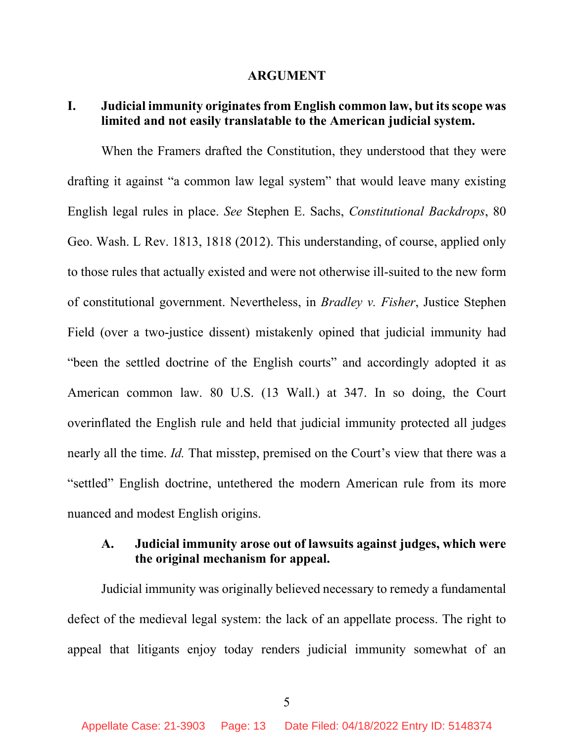# ARGUMENT

## I. Judicial immunity originates from English common law, but its scope was limited and not easily translatable to the American judicial system.

When the Framers drafted the Constitution, they understood that they were drafting it against "a common law legal system" that would leave many existing English legal rules in place. *See* Stephen E. Sachs, *Constitutional Backdrops*, 80 Geo. Wash. L Rev. 1813, 1818 (2012). This understanding, of course, applied only to those rules that actually existed and were not otherwise ill-suited to the new form of constitutional government. Nevertheless, in *Bradley v. Fisher*, Justice Stephen Field (over a two-justice dissent) mistakenly opined that judicial immunity had "been the settled doctrine of the English courts" and accordingly adopted it as American common law. 80 U.S. (13 Wall.) at 347. In so doing, the Court overinflated the English rule and held that judicial immunity protected all judges nearly all the time. *Id.* That misstep, premised on the Court's view that there was a "settled" English doctrine, untethered the modern American rule from its more nuanced and modest English origins.

### A. Judicial immunity arose out of lawsuits against judges, which were the original mechanism for appeal.

Judicial immunity was originally believed necessary to remedy a fundamental defect of the medieval legal system: the lack of an appellate process. The right to appeal that litigants enjoy today renders judicial immunity somewhat of an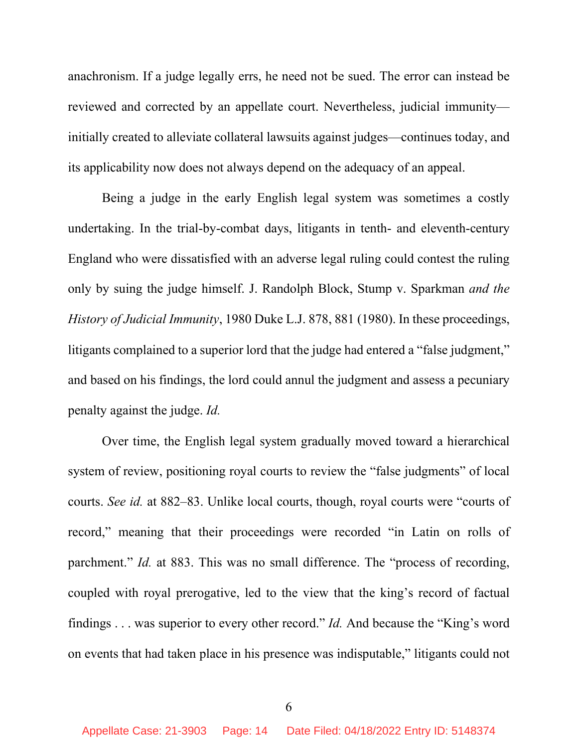anachronism. If a judge legally errs, he need not be sued. The error can instead be reviewed and corrected by an appellate court. Nevertheless, judicial immunity—initially created to alleviate collateral lawsuits against judges—continues today, and its applicability now does not always depend on the adequacy of an appeal.

Being a judge in the early English legal system was sometimes a costly undertaking. In the trial-by-combat days, litigants in tenth- and eleventh-century England who were dissatisfied with an adverse legal ruling could contest the ruling only by suing the judge himself. J. Randolph Block, Stump v. Sparkman *and the History of Judicial Immunity*, 1980 Duke L.J. 878, 881 (1980). In these proceedings, litigants complained to a superior lord that the judge had entered a "false judgment," and based on his findings, the lord could annul the judgment and assess a pecuniary penalty against the judge. *Id.*

Over time, the English legal system gradually moved toward a hierarchical system of review, positioning royal courts to review the "false judgments" of local courts. *See id.* at 882–83. Unlike local courts, though, royal courts were "courts of record," meaning that their proceedings were recorded "in Latin on rolls of parchment." *Id.* at 883. This was no small difference. The "process of recording, coupled with royal prerogative, led to the view that the king's record of factual findings . . . was superior to every other record." *Id.* And because the "King's word on events that had taken place in his presence was indisputable," litigants could not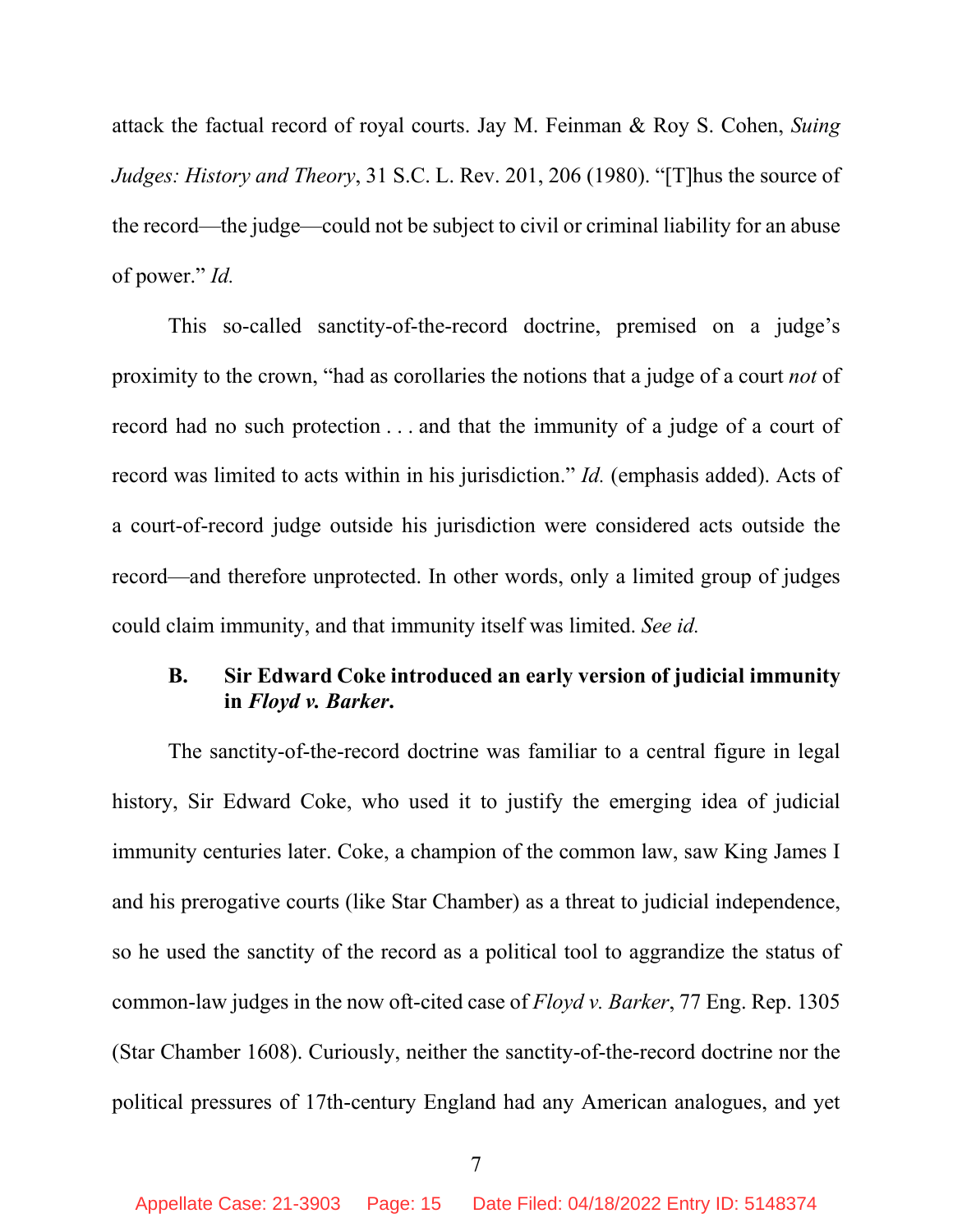attack the factual record of royal courts. Jay M. Feinman & Roy S. Cohen, *Suing Judges: History and Theory*, 31 S.C. L. Rev. 201, 206 (1980). "[T]hus the source of the record—the judge—could not be subject to civil or criminal liability for an abuse of power." *Id.*

This so-called sanctity-of-the-record doctrine, premised on a judge's proximity to the crown, "had as corollaries the notions that a judge of a court *not* of record had no such protection . . . and that the immunity of a judge of a court of record was limited to acts within in his jurisdiction." *Id.* (emphasis added). Acts of a court-of-record judge outside his jurisdiction were considered acts outside the record—and therefore unprotected. In other words, only a limited group of judges could claim immunity, and that immunity itself was limited. *See id.*

### B. Sir Edward Coke introduced an early version of judicial immunity in *Floyd v. Barker*.

The sanctity-of-the-record doctrine was familiar to a central figure in legal history, Sir Edward Coke, who used it to justify the emerging idea of judicial immunity centuries later. Coke, a champion of the common law, saw King James I and his prerogative courts (like Star Chamber) as a threat to judicial independence, so he used the sanctity of the record as a political tool to aggrandize the status of common-law judges in the now oft-cited case of *Floyd v. Barker*, 77 Eng. Rep. 1305 (Star Chamber 1608). Curiously, neither the sanctity-of-the-record doctrine nor the political pressures of 17th-century England had any American analogues, and yet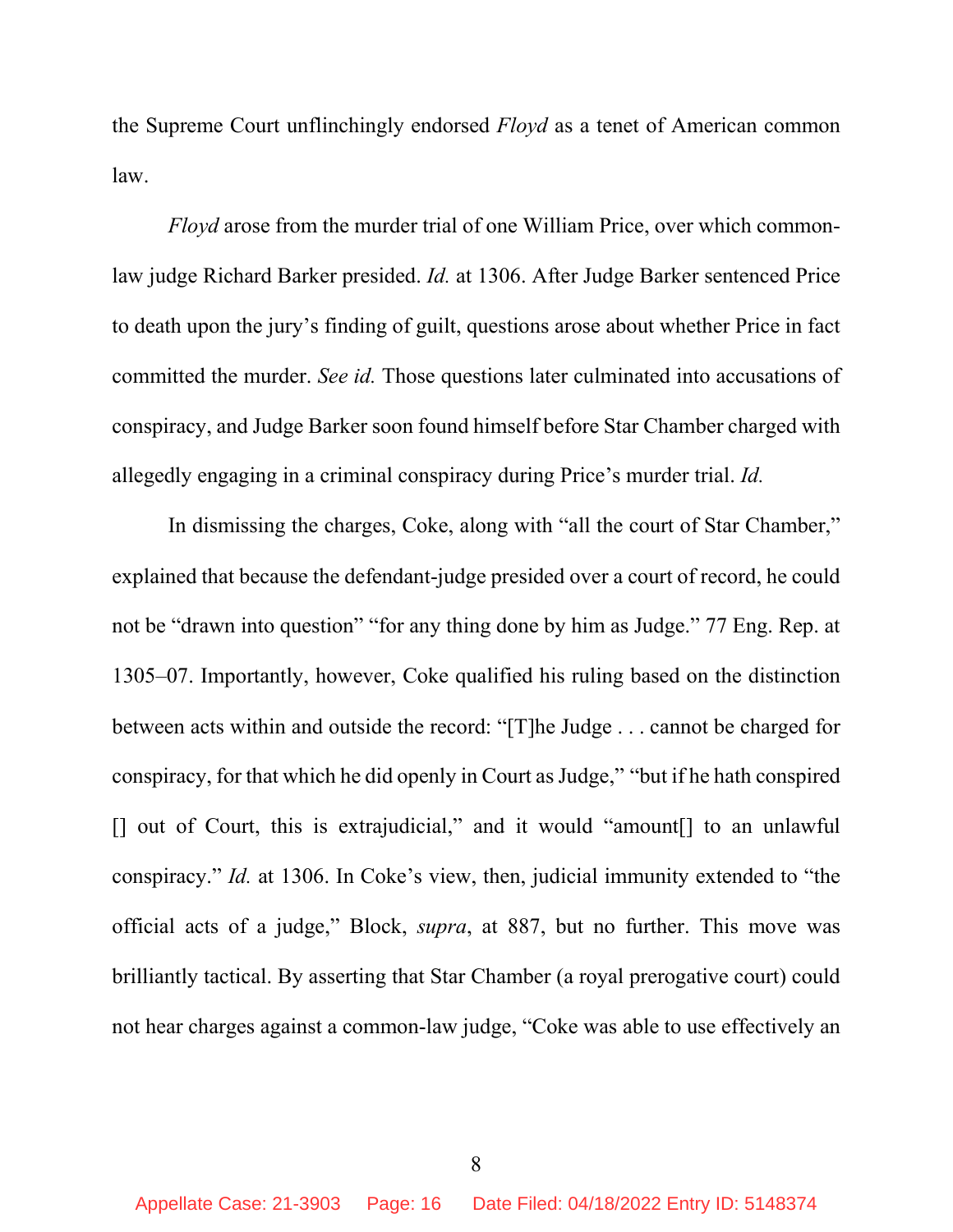the Supreme Court unflinchingly endorsed *Floyd* as a tenet of American common law.

*Floyd* arose from the murder trial of one William Price, over which common-law judge Richard Barker presided. *Id.* at 1306. After Judge Barker sentenced Price to death upon the jury's finding of guilt, questions arose about whether Price in fact committed the murder. *See id.* Those questions later culminated into accusations of conspiracy, and Judge Barker soon found himself before Star Chamber charged with allegedly engaging in a criminal conspiracy during Price's murder trial. *Id.*

In dismissing the charges, Coke, along with "all the court of Star Chamber," explained that because the defendant-judge presided over a court of record, he could not be "drawn into question" "for any thing done by him as Judge." 77 Eng. Rep. at 1305–07. Importantly, however, Coke qualified his ruling based on the distinction between acts within and outside the record: "[T]he Judge . . . cannot be charged for conspiracy, for that which he did openly in Court as Judge," "but if he hath conspired [] out of Court, this is extrajudicial," and it would "amount[] to an unlawful conspiracy." *Id.* at 1306. In Coke's view, then, judicial immunity extended to "the official acts of a judge," Block, *supra*, at 887, but no further. This move was brilliantly tactical. By asserting that Star Chamber (a royal prerogative court) could not hear charges against a common-law judge, "Coke was able to use effectively an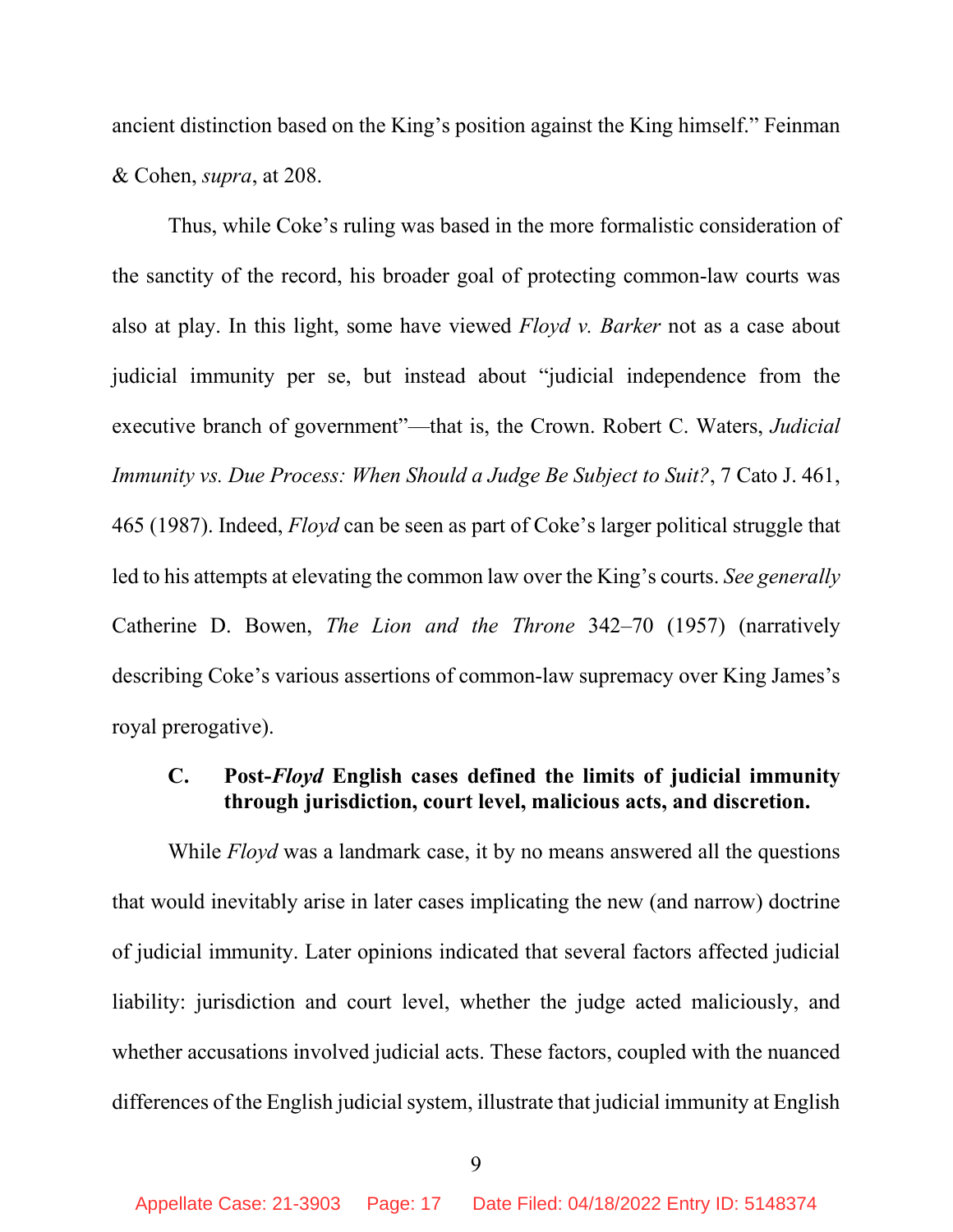ancient distinction based on the King's position against the King himself." Feinman & Cohen, *supra*, at 208.

Thus, while Coke's ruling was based in the more formalistic consideration of the sanctity of the record, his broader goal of protecting common-law courts was also at play. In this light, some have viewed *Floyd v. Barker* not as a case about judicial immunity per se, but instead about "judicial independence from the executive branch of government"—that is, the Crown. Robert C. Waters, *Judicial Immunity vs. Due Process: When Should a Judge Be Subject to Suit?*, 7 Cato J. 461, 465 (1987). Indeed, *Floyd* can be seen as part of Coke's larger political struggle that led to his attempts at elevating the common law over the King's courts. *See generally* Catherine D. Bowen, *The Lion and the Throne* 342–70 (1957) (narratively describing Coke's various assertions of common-law supremacy over King James's royal prerogative).

### C. Post-*Floyd* English cases defined the limits of judicial immunity through jurisdiction, court level, malicious acts, and discretion.

While *Floyd* was a landmark case, it by no means answered all the questions that would inevitably arise in later cases implicating the new (and narrow) doctrine of judicial immunity. Later opinions indicated that several factors affected judicial liability: jurisdiction and court level, whether the judge acted maliciously, and whether accusations involved judicial acts. These factors, coupled with the nuanced differences of the English judicial system, illustrate that judicial immunity at English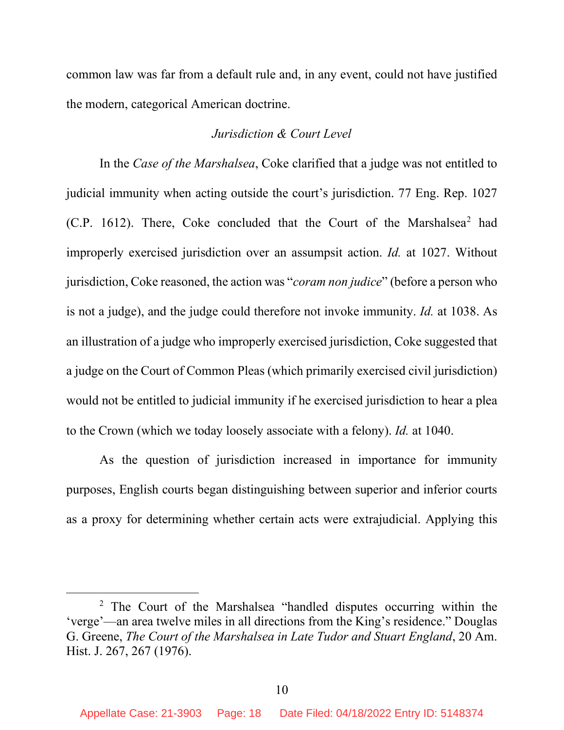common law was far from a default rule and, in any event, could not have justified the modern, categorical American doctrine.

*Jurisdiction & Court Level*

In the *Case of the Marshalsea*, Coke clarified that a judge was not entitled to judicial immunity when acting outside the court's jurisdiction. 77 Eng. Rep. 1027 (C.P. 1612). There, Coke concluded that the Court of the Marshalsea[2] had improperly exercised jurisdiction over an assumpsit action. *Id.* at 1027. Without jurisdiction, Coke reasoned, the action was "*coram non judice*" (before a person who is not a judge), and the judge could therefore not invoke immunity. *Id.* at 1038. As an illustration of a judge who improperly exercised jurisdiction, Coke suggested that a judge on the Court of Common Pleas (which primarily exercised civil jurisdiction) would not be entitled to judicial immunity if he exercised jurisdiction to hear a plea to the Crown (which we today loosely associate with a felony). *Id.* at 1040.

As the question of jurisdiction increased in importance for immunity purposes, English courts began distinguishing between superior and inferior courts as a proxy for determining whether certain acts were extrajudicial. Applying this

[2] The Court of the Marshalsea "handled disputes occurring within the 'verge'—an area twelve miles in all directions from the King's residence." Douglas G. Greene, *The Court of the Marshalsea in Late Tudor and Stuart England*, 20 Am. Hist. J. 267, 267 (1976).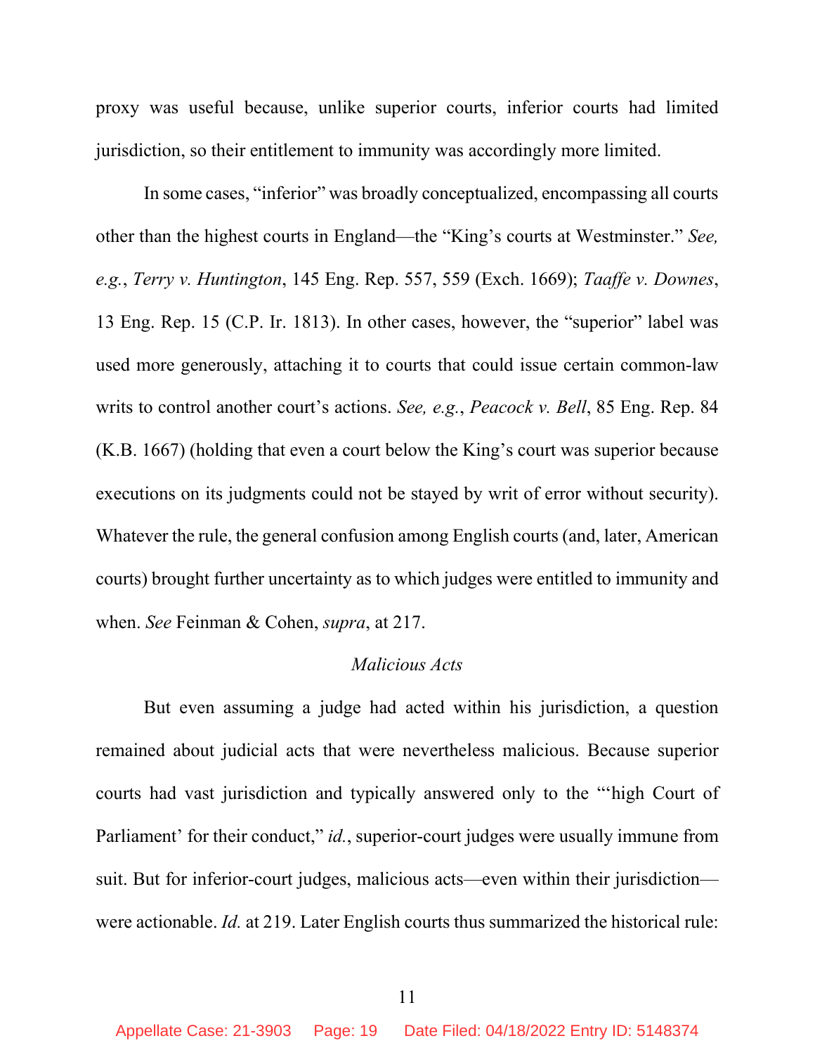proxy was useful because, unlike superior courts, inferior courts had limited jurisdiction, so their entitlement to immunity was accordingly more limited.

In some cases, "inferior" was broadly conceptualized, encompassing all courts other than the highest courts in England—the "King's courts at Westminster." *See, e.g.*, *Terry v. Huntington*, 145 Eng. Rep. 557, 559 (Exch. 1669); *Taaffe v. Downes*, 13 Eng. Rep. 15 (C.P. Ir. 1813). In other cases, however, the "superior" label was used more generously, attaching it to courts that could issue certain common-law writs to control another court's actions. *See, e.g.*, *Peacock v. Bell*, 85 Eng. Rep. 84 (K.B. 1667) (holding that even a court below the King's court was superior because executions on its judgments could not be stayed by writ of error without security). Whatever the rule, the general confusion among English courts (and, later, American courts) brought further uncertainty as to which judges were entitled to immunity and when. *See* Feinman & Cohen, *supra*, at 217.

*Malicious Acts*

But even assuming a judge had acted within his jurisdiction, a question remained about judicial acts that were nevertheless malicious. Because superior courts had vast jurisdiction and typically answered only to the "'high Court of Parliament' for their conduct," *id.*, superior-court judges were usually immune from suit. But for inferior-court judges, malicious acts—even within their jurisdiction—were actionable. *Id.* at 219. Later English courts thus summarized the historical rule: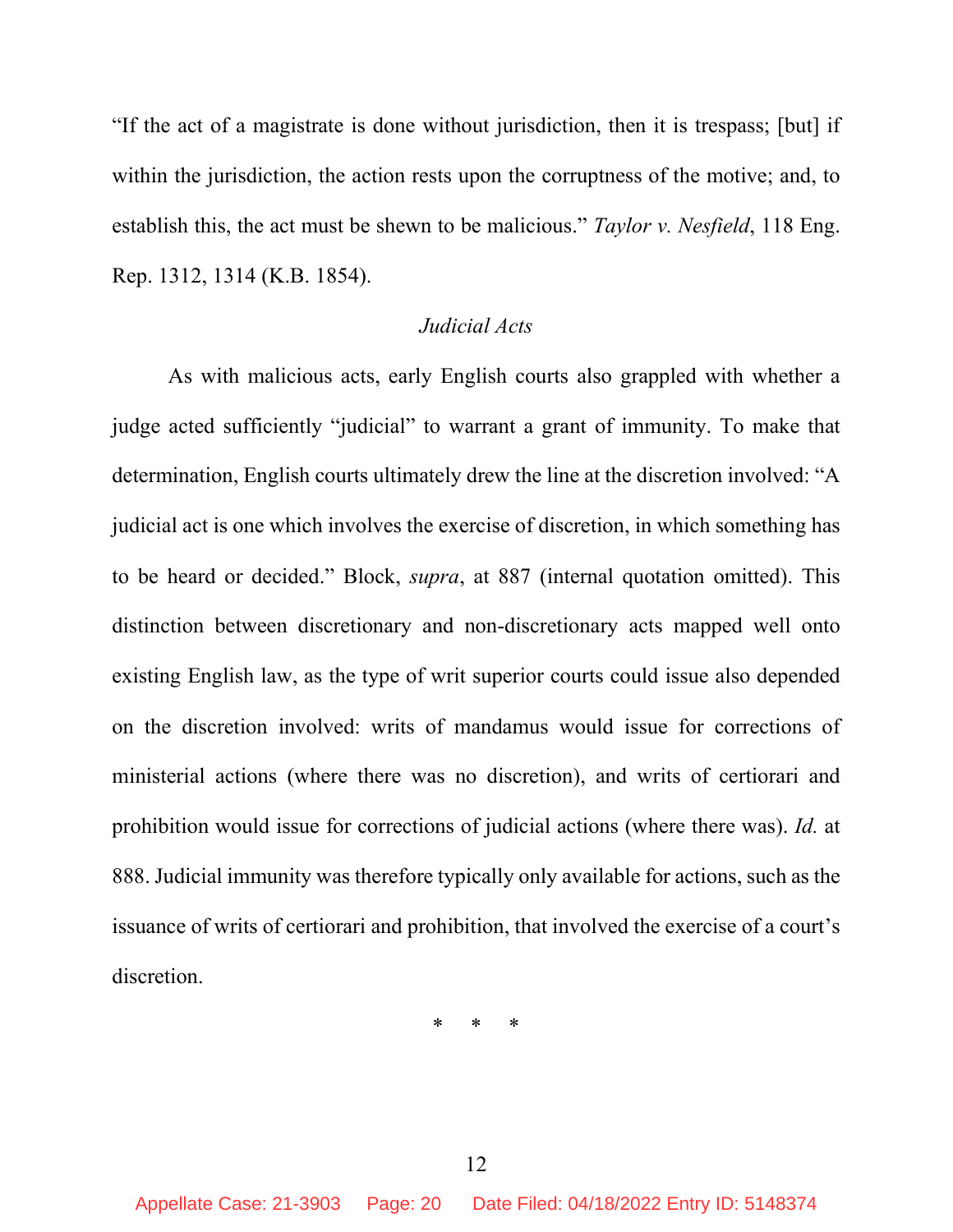"If the act of a magistrate is done without jurisdiction, then it is trespass; [but] if within the jurisdiction, the action rests upon the corruptness of the motive; and, to establish this, the act must be shewn to be malicious." *Taylor v. Nesfield*, 118 Eng. Rep. 1312, 1314 (K.B. 1854).

*Judicial Acts*

As with malicious acts, early English courts also grappled with whether a judge acted sufficiently "judicial" to warrant a grant of immunity. To make that determination, English courts ultimately drew the line at the discretion involved: "A judicial act is one which involves the exercise of discretion, in which something has to be heard or decided." Block, *supra*, at 887 (internal quotation omitted). This distinction between discretionary and non-discretionary acts mapped well onto existing English law, as the type of writ superior courts could issue also depended on the discretion involved: writs of mandamus would issue for corrections of ministerial actions (where there was no discretion), and writs of certiorari and prohibition would issue for corrections of judicial actions (where there was). *Id.* at 888. Judicial immunity was therefore typically only available for actions, such as the issuance of writs of certiorari and prohibition, that involved the exercise of a court's discretion.

\* \* \*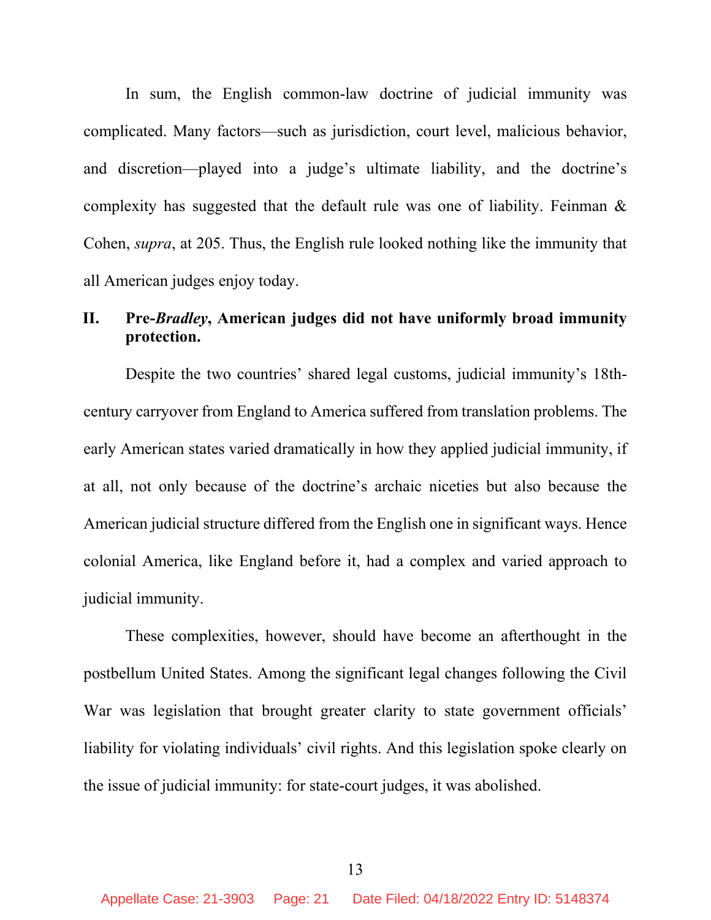In sum, the English common-law doctrine of judicial immunity was complicated. Many factors—such as jurisdiction, court level, malicious behavior, and discretion—played into a judge's ultimate liability, and the doctrine's complexity has suggested that the default rule was one of liability. Feinman & Cohen, *supra*, at 205. Thus, the English rule looked nothing like the immunity that all American judges enjoy today.

## II. Pre-*Bradley*, American judges did not have uniformly broad immunity protection.

Despite the two countries' shared legal customs, judicial immunity's 18th-century carryover from England to America suffered from translation problems. The early American states varied dramatically in how they applied judicial immunity, if at all, not only because of the doctrine's archaic niceties but also because the American judicial structure differed from the English one in significant ways. Hence colonial America, like England before it, had a complex and varied approach to judicial immunity.

These complexities, however, should have become an afterthought in the postbellum United States. Among the significant legal changes following the Civil War was legislation that brought greater clarity to state government officials' liability for violating individuals' civil rights. And this legislation spoke clearly on the issue of judicial immunity: for state-court judges, it was abolished.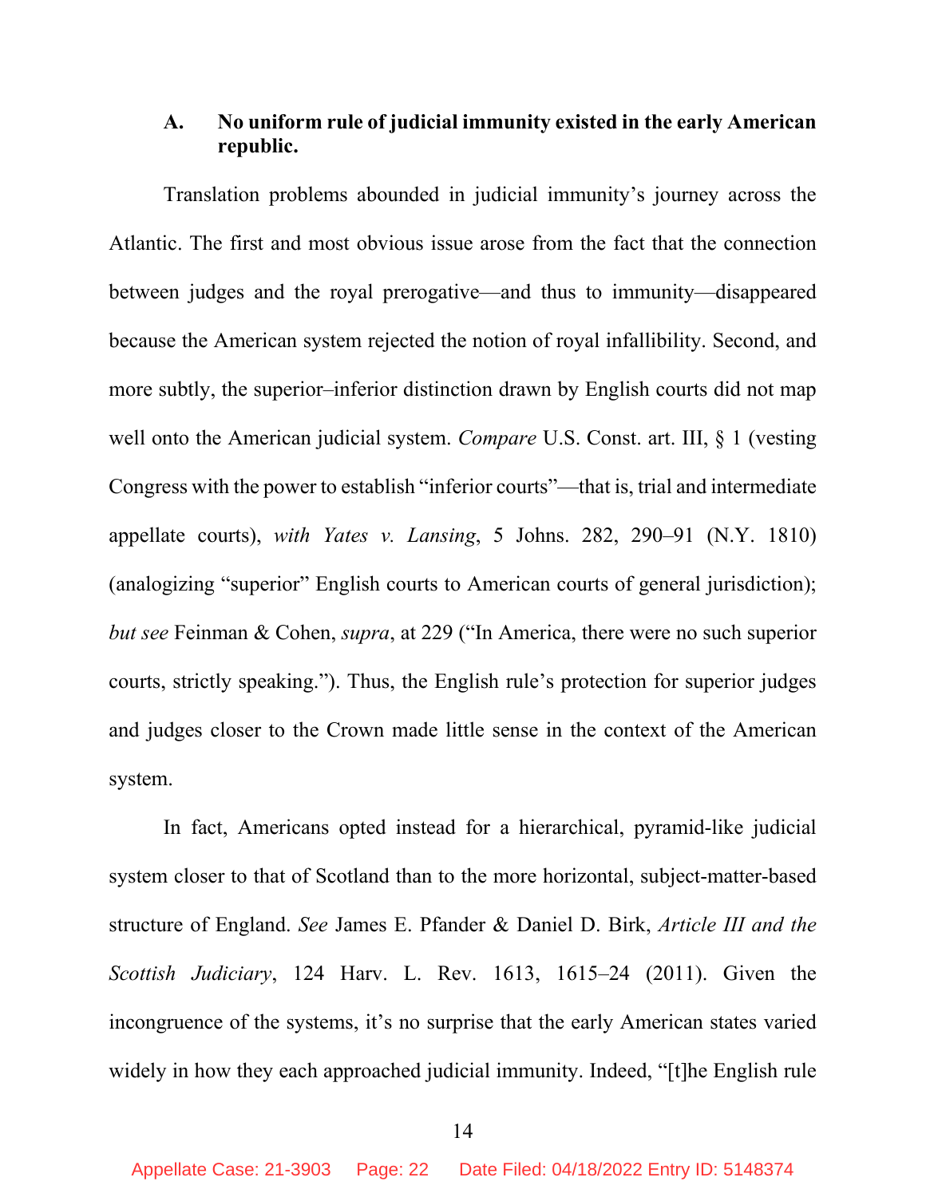### A. No uniform rule of judicial immunity existed in the early American republic.

Translation problems abounded in judicial immunity's journey across the Atlantic. The first and most obvious issue arose from the fact that the connection between judges and the royal prerogative—and thus to immunity—disappeared because the American system rejected the notion of royal infallibility. Second, and more subtly, the superior–inferior distinction drawn by English courts did not map well onto the American judicial system. *Compare* U.S. Const. art. III, § 1 (vesting Congress with the power to establish "inferior courts"—that is, trial and intermediate appellate courts), *with Yates v. Lansing*, 5 Johns. 282, 290–91 (N.Y. 1810) (analogizing "superior" English courts to American courts of general jurisdiction); *but see* Feinman & Cohen, *supra*, at 229 ("In America, there were no such superior courts, strictly speaking."). Thus, the English rule's protection for superior judges and judges closer to the Crown made little sense in the context of the American system.

In fact, Americans opted instead for a hierarchical, pyramid-like judicial system closer to that of Scotland than to the more horizontal, subject-matter-based structure of England. *See* James E. Pfander & Daniel D. Birk, *Article III and the Scottish Judiciary*, 124 Harv. L. Rev. 1613, 1615–24 (2011). Given the incongruence of the systems, it's no surprise that the early American states varied widely in how they each approached judicial immunity. Indeed, "[t]he English rule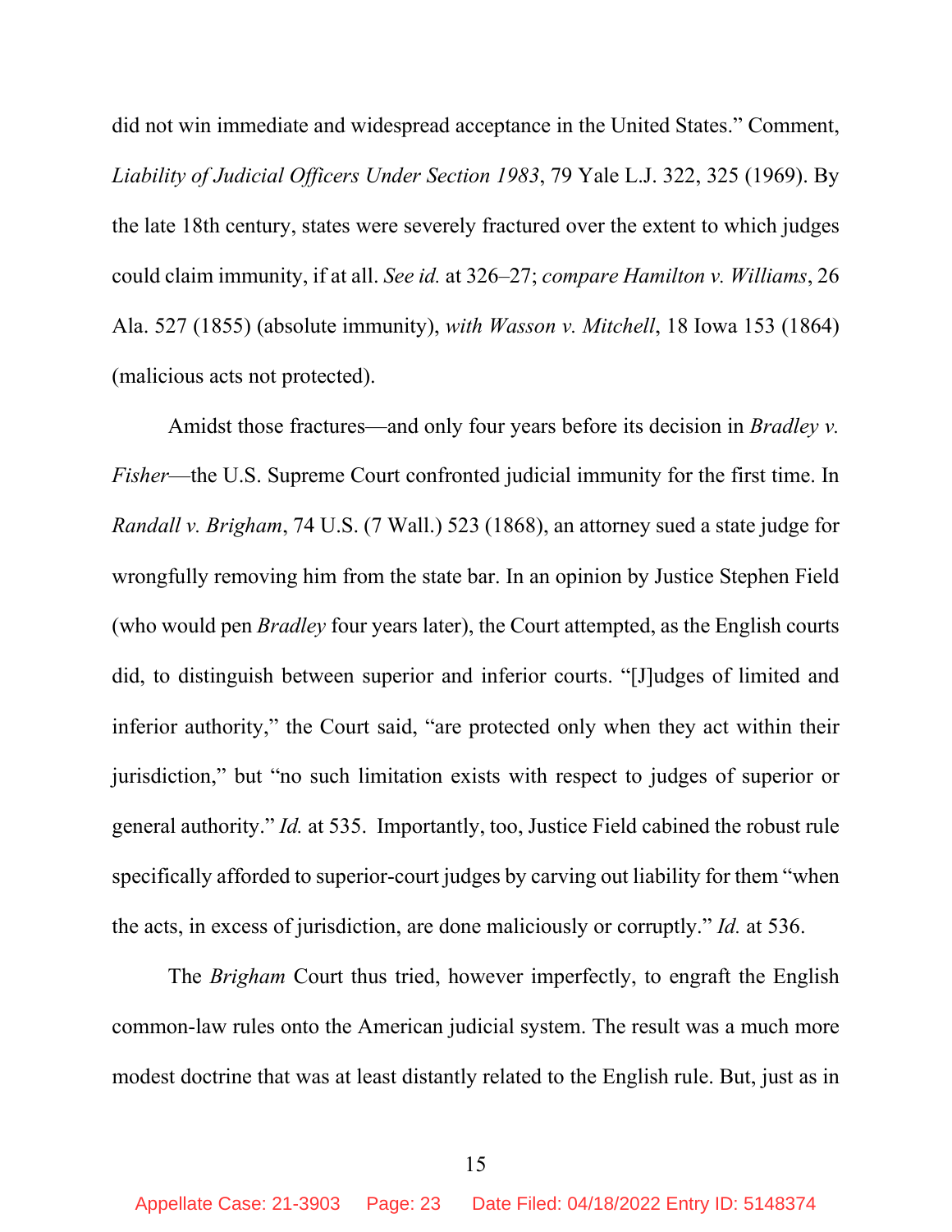did not win immediate and widespread acceptance in the United States." Comment, *Liability of Judicial Officers Under Section 1983*, 79 Yale L.J. 322, 325 (1969). By the late 18th century, states were severely fractured over the extent to which judges could claim immunity, if at all. *See id.* at 326–27; *compare Hamilton v. Williams*, 26 Ala. 527 (1855) (absolute immunity), *with Wasson v. Mitchell*, 18 Iowa 153 (1864) (malicious acts not protected).

Amidst those fractures—and only four years before its decision in *Bradley v. Fisher*—the U.S. Supreme Court confronted judicial immunity for the first time. In *Randall v. Brigham*, 74 U.S. (7 Wall.) 523 (1868), an attorney sued a state judge for wrongfully removing him from the state bar. In an opinion by Justice Stephen Field (who would pen *Bradley* four years later), the Court attempted, as the English courts did, to distinguish between superior and inferior courts. "[J]udges of limited and inferior authority," the Court said, "are protected only when they act within their jurisdiction," but "no such limitation exists with respect to judges of superior or general authority." *Id.* at 535. Importantly, too, Justice Field cabined the robust rule specifically afforded to superior-court judges by carving out liability for them "when the acts, in excess of jurisdiction, are done maliciously or corruptly." *Id.* at 536.

The *Brigham* Court thus tried, however imperfectly, to engraft the English common-law rules onto the American judicial system. The result was a much more modest doctrine that was at least distantly related to the English rule. But, just as in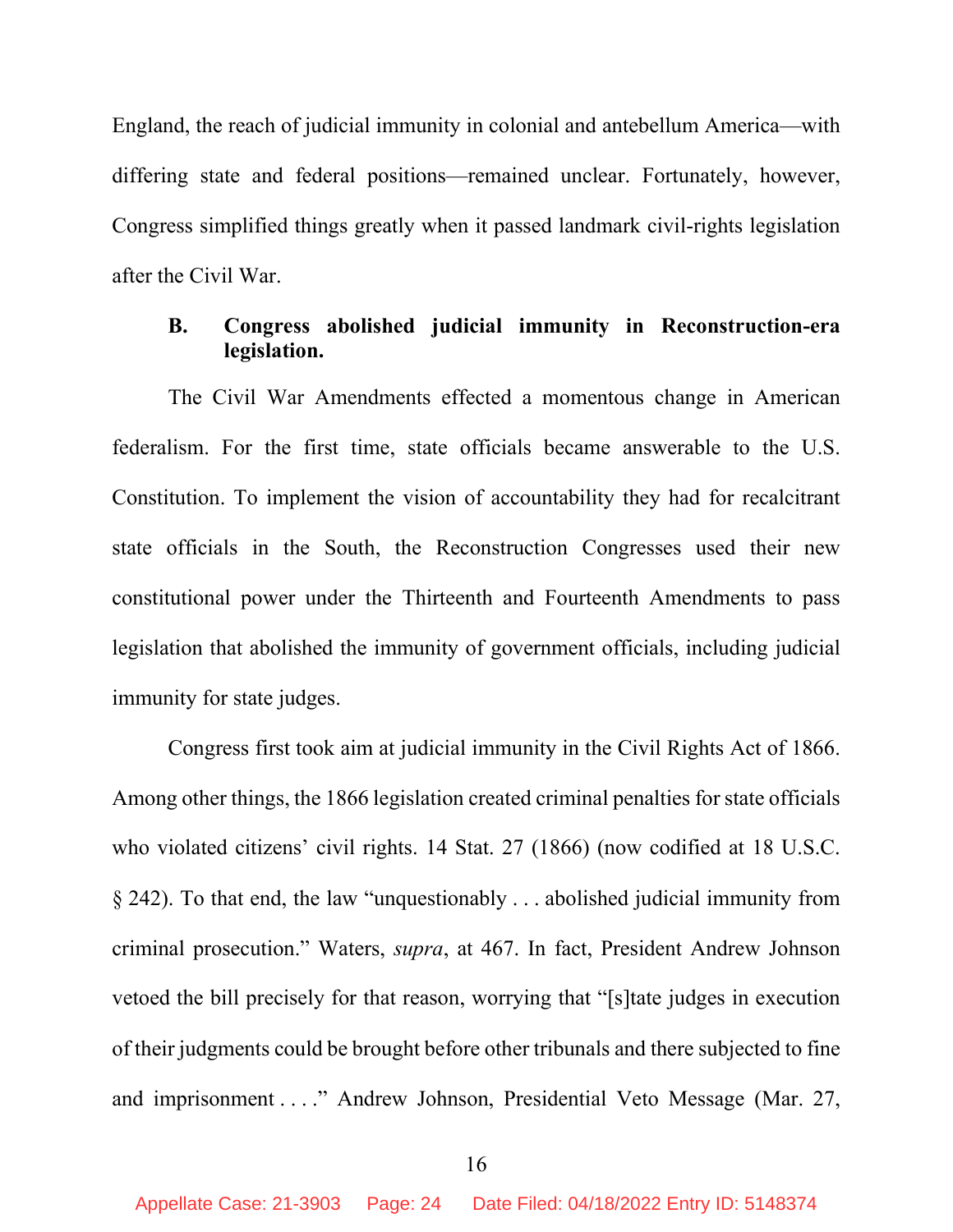England, the reach of judicial immunity in colonial and antebellum America—with differing state and federal positions—remained unclear. Fortunately, however, Congress simplified things greatly when it passed landmark civil-rights legislation after the Civil War.

### B. Congress abolished judicial immunity in Reconstruction-era legislation.

The Civil War Amendments effected a momentous change in American federalism. For the first time, state officials became answerable to the U.S. Constitution. To implement the vision of accountability they had for recalcitrant state officials in the South, the Reconstruction Congresses used their new constitutional power under the Thirteenth and Fourteenth Amendments to pass legislation that abolished the immunity of government officials, including judicial immunity for state judges.

Congress first took aim at judicial immunity in the Civil Rights Act of 1866. Among other things, the 1866 legislation created criminal penalties for state officials who violated citizens' civil rights. 14 Stat. 27 (1866) (now codified at 18 U.S.C. § 242). To that end, the law "unquestionably . . . abolished judicial immunity from criminal prosecution." Waters, *supra*, at 467. In fact, President Andrew Johnson vetoed the bill precisely for that reason, worrying that "[s]tate judges in execution of their judgments could be brought before other tribunals and there subjected to fine and imprisonment . . . ." Andrew Johnson, Presidential Veto Message (Mar. 27,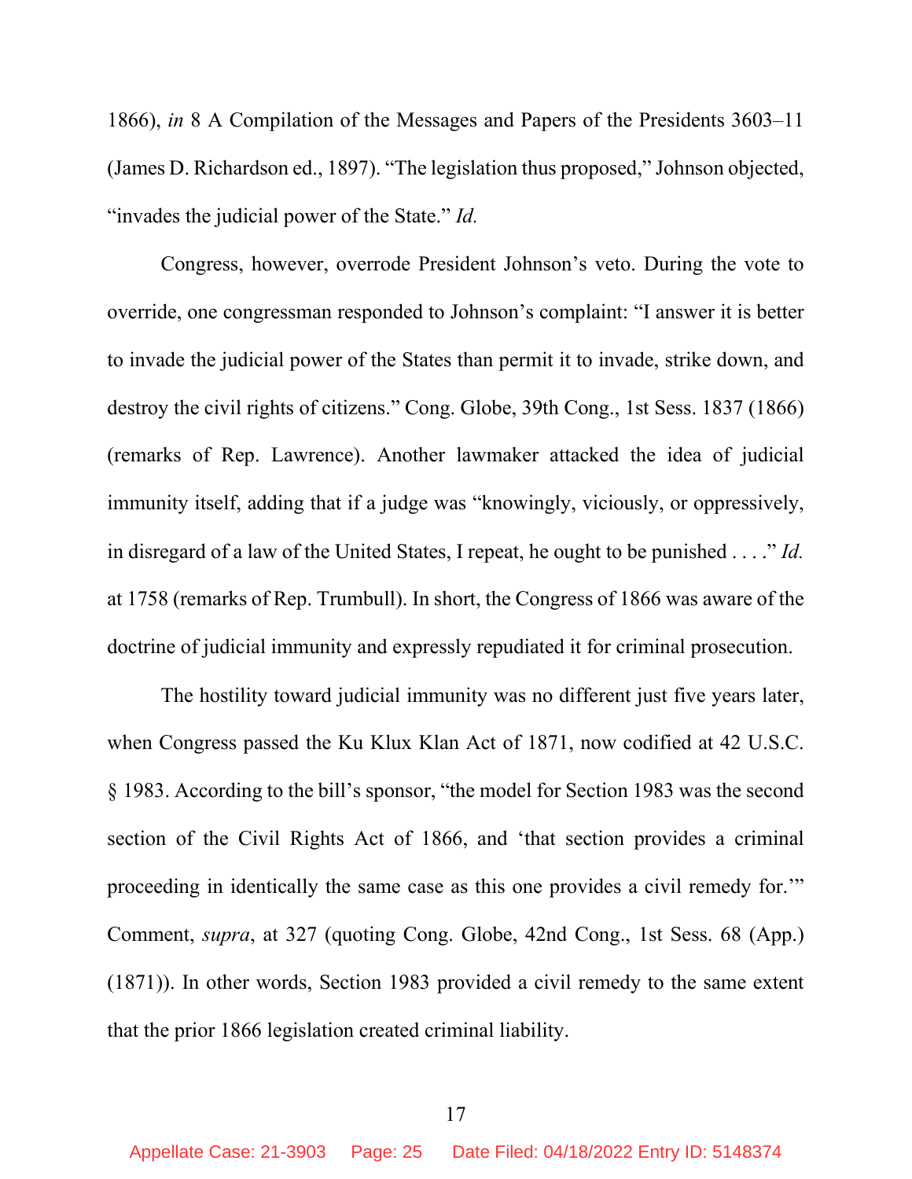1866), *in* 8 A Compilation of the Messages and Papers of the Presidents 3603–11 (James D. Richardson ed., 1897). "The legislation thus proposed," Johnson objected, "invades the judicial power of the State." *Id.*

Congress, however, overrode President Johnson's veto. During the vote to override, one congressman responded to Johnson's complaint: "I answer it is better to invade the judicial power of the States than permit it to invade, strike down, and destroy the civil rights of citizens." Cong. Globe, 39th Cong., 1st Sess. 1837 (1866) (remarks of Rep. Lawrence). Another lawmaker attacked the idea of judicial immunity itself, adding that if a judge was "knowingly, viciously, or oppressively, in disregard of a law of the United States, I repeat, he ought to be punished . . . ." *Id.* at 1758 (remarks of Rep. Trumbull). In short, the Congress of 1866 was aware of the doctrine of judicial immunity and expressly repudiated it for criminal prosecution.

The hostility toward judicial immunity was no different just five years later, when Congress passed the Ku Klux Klan Act of 1871, now codified at 42 U.S.C. § 1983. According to the bill's sponsor, "the model for Section 1983 was the second section of the Civil Rights Act of 1866, and 'that section provides a criminal proceeding in identically the same case as this one provides a civil remedy for.'" Comment, *supra*, at 327 (quoting Cong. Globe, 42nd Cong., 1st Sess. 68 (App.) (1871)). In other words, Section 1983 provided a civil remedy to the same extent that the prior 1866 legislation created criminal liability.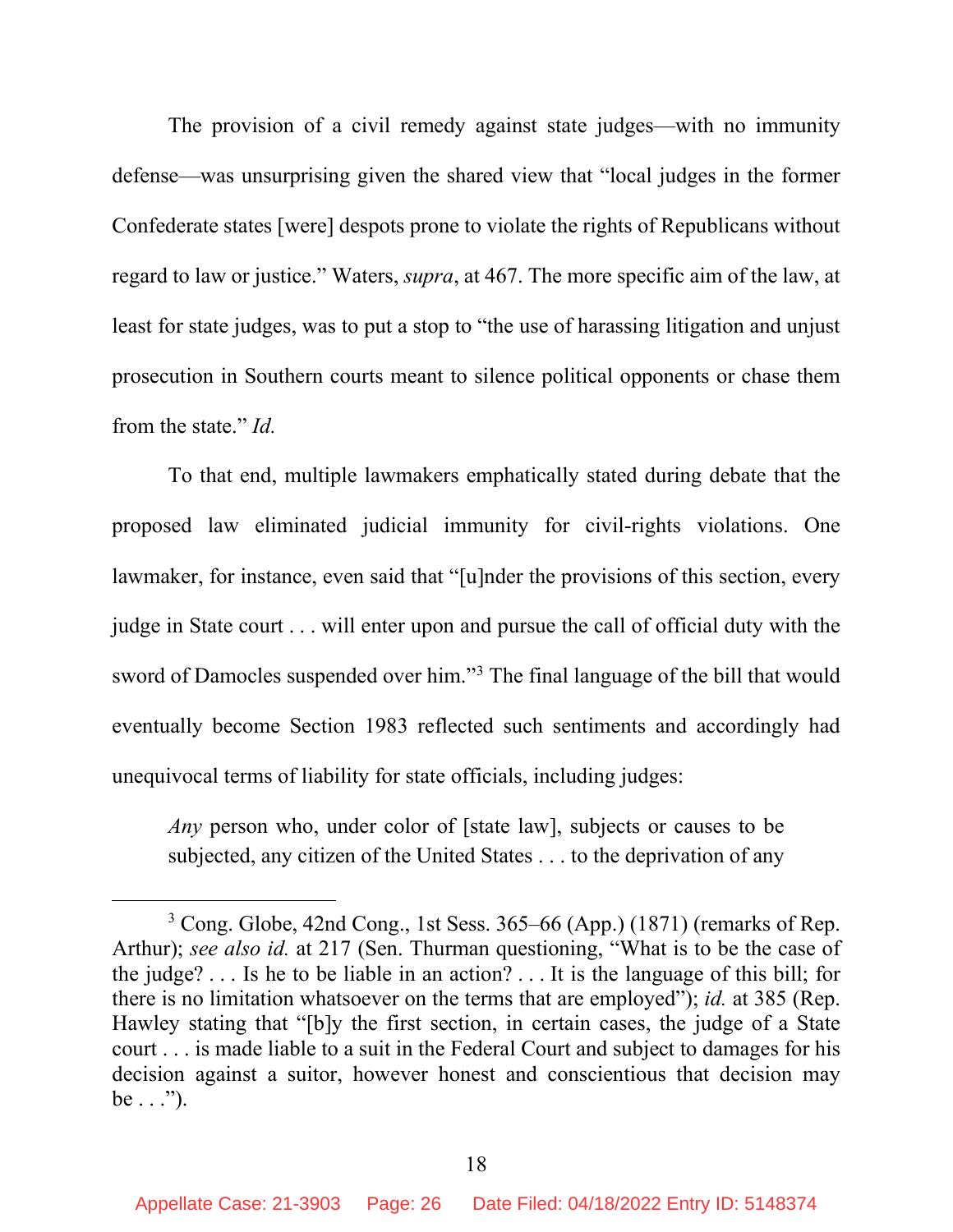The provision of a civil remedy against state judges—with no immunity defense—was unsurprising given the shared view that "local judges in the former Confederate states [were] despots prone to violate the rights of Republicans without regard to law or justice." Waters, *supra*, at 467. The more specific aim of the law, at least for state judges, was to put a stop to "the use of harassing litigation and unjust prosecution in Southern courts meant to silence political opponents or chase them from the state." *Id.*

To that end, multiple lawmakers emphatically stated during debate that the proposed law eliminated judicial immunity for civil-rights violations. One lawmaker, for instance, even said that "[u]nder the provisions of this section, every judge in State court . . . will enter upon and pursue the call of official duty with the sword of Damocles suspended over him."[3] The final language of the bill that would eventually become Section 1983 reflected such sentiments and accordingly had unequivocal terms of liability for state officials, including judges:

> *Any* person who, under color of [state law], subjects or causes to be subjected, any citizen of the United States . . . to the deprivation of any

---

[3] Cong. Globe, 42nd Cong., 1st Sess. 365–66 (App.) (1871) (remarks of Rep. Arthur); *see also id.* at 217 (Sen. Thurman questioning, "What is to be the case of the judge? . . . Is he to be liable in an action? . . . It is the language of this bill; for there is no limitation whatsoever on the terms that are employed"); *id.* at 385 (Rep. Hawley stating that "[b]y the first section, in certain cases, the judge of a State court . . . is made liable to a suit in the Federal Court and subject to damages for his decision against a suitor, however honest and conscientious that decision may be . . .").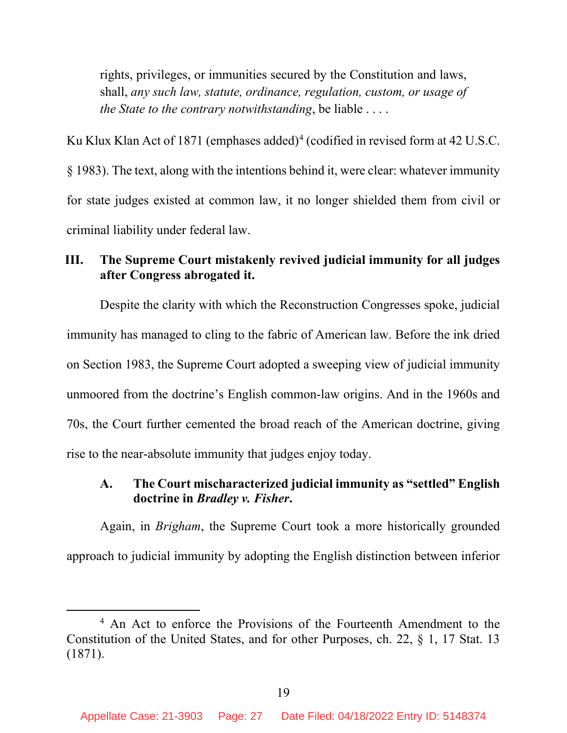> rights, privileges, or immunities secured by the Constitution and laws, shall, *any such law, statute, ordinance, regulation, custom, or usage of the State to the contrary notwithstanding*, be liable . . . .

Ku Klux Klan Act of 1871 (emphases added)[4] (codified in revised form at 42 U.S.C. § 1983). The text, along with the intentions behind it, were clear: whatever immunity for state judges existed at common law, it no longer shielded them from civil or criminal liability under federal law.

## III. The Supreme Court mistakenly revived judicial immunity for all judges after Congress abrogated it.

Despite the clarity with which the Reconstruction Congresses spoke, judicial immunity has managed to cling to the fabric of American law. Before the ink dried on Section 1983, the Supreme Court adopted a sweeping view of judicial immunity unmoored from the doctrine's English common-law origins. And in the 1960s and 70s, the Court further cemented the broad reach of the American doctrine, giving rise to the near-absolute immunity that judges enjoy today.

### A. The Court mischaracterized judicial immunity as "settled" English doctrine in *Bradley v. Fisher*.

Again, in *Brigham*, the Supreme Court took a more historically grounded approach to judicial immunity by adopting the English distinction between inferior

---

[4] An Act to enforce the Provisions of the Fourteenth Amendment to the Constitution of the United States, and for other Purposes, ch. 22, § 1, 17 Stat. 13 (1871).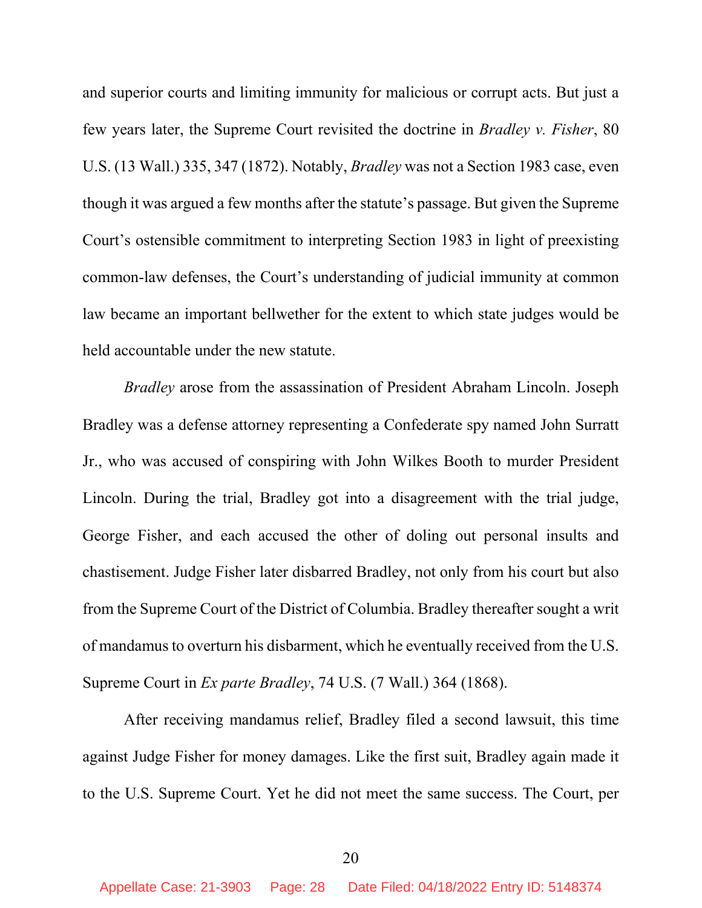and superior courts and limiting immunity for malicious or corrupt acts. But just a few years later, the Supreme Court revisited the doctrine in *Bradley v. Fisher*, 80 U.S. (13 Wall.) 335, 347 (1872). Notably, *Bradley* was not a Section 1983 case, even though it was argued a few months after the statute's passage. But given the Supreme Court's ostensible commitment to interpreting Section 1983 in light of preexisting common-law defenses, the Court's understanding of judicial immunity at common law became an important bellwether for the extent to which state judges would be held accountable under the new statute.

*Bradley* arose from the assassination of President Abraham Lincoln. Joseph Bradley was a defense attorney representing a Confederate spy named John Surratt Jr., who was accused of conspiring with John Wilkes Booth to murder President Lincoln. During the trial, Bradley got into a disagreement with the trial judge, George Fisher, and each accused the other of doling out personal insults and chastisement. Judge Fisher later disbarred Bradley, not only from his court but also from the Supreme Court of the District of Columbia. Bradley thereafter sought a writ of mandamus to overturn his disbarment, which he eventually received from the U.S. Supreme Court in *Ex parte Bradley*, 74 U.S. (7 Wall.) 364 (1868).

After receiving mandamus relief, Bradley filed a second lawsuit, this time against Judge Fisher for money damages. Like the first suit, Bradley again made it to the U.S. Supreme Court. Yet he did not meet the same success. The Court, per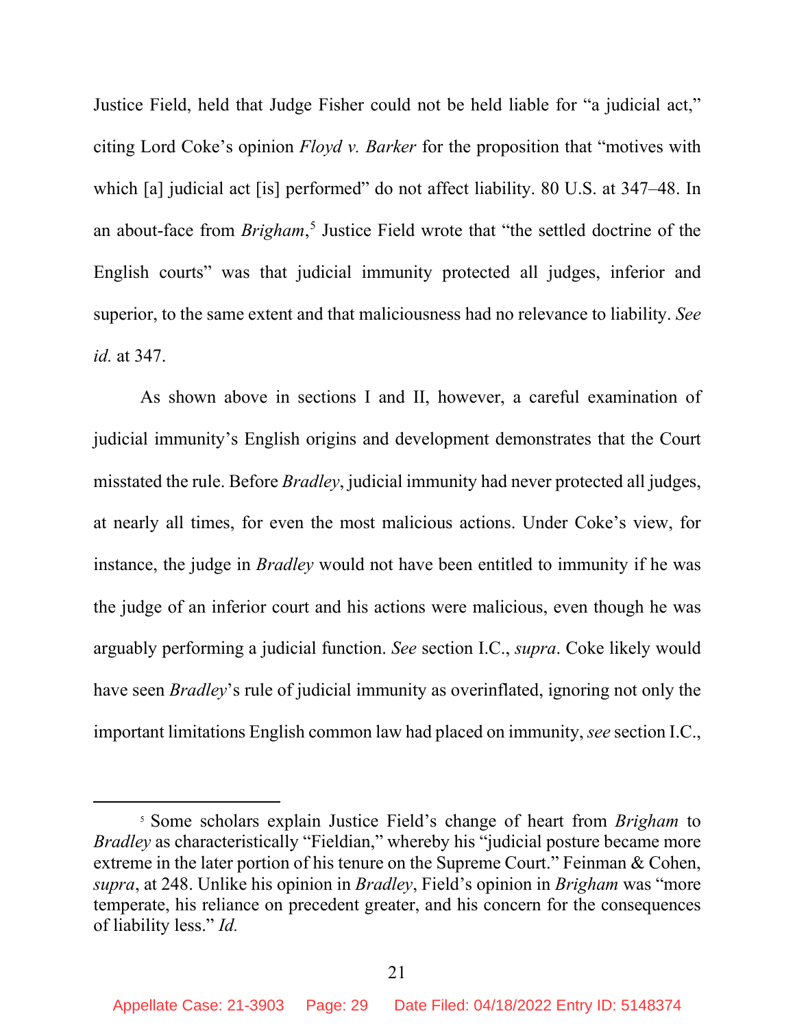Justice Field, held that Judge Fisher could not be held liable for "a judicial act," citing Lord Coke's opinion *Floyd v. Barker* for the proposition that "motives with which [a] judicial act [is] performed" do not affect liability. 80 U.S. at 347–48. In an about-face from *Brigham*,[5] Justice Field wrote that "the settled doctrine of the English courts" was that judicial immunity protected all judges, inferior and superior, to the same extent and that maliciousness had no relevance to liability. *See id.* at 347.

As shown above in sections I and II, however, a careful examination of judicial immunity's English origins and development demonstrates that the Court misstated the rule. Before *Bradley*, judicial immunity had never protected all judges, at nearly all times, for even the most malicious actions. Under Coke's view, for instance, the judge in *Bradley* would not have been entitled to immunity if he was the judge of an inferior court and his actions were malicious, even though he was arguably performing a judicial function. *See* section I.C., *supra*. Coke likely would have seen *Bradley*'s rule of judicial immunity as overinflated, ignoring not only the important limitations English common law had placed on immunity, *see* section I.C.,

[5] Some scholars explain Justice Field's change of heart from *Brigham* to *Bradley* as characteristically "Fieldian," whereby his "judicial posture became more extreme in the later portion of his tenure on the Supreme Court." Feinman & Cohen, *supra*, at 248. Unlike his opinion in *Bradley*, Field's opinion in *Brigham* was "more temperate, his reliance on precedent greater, and his concern for the consequences of liability less." *Id.*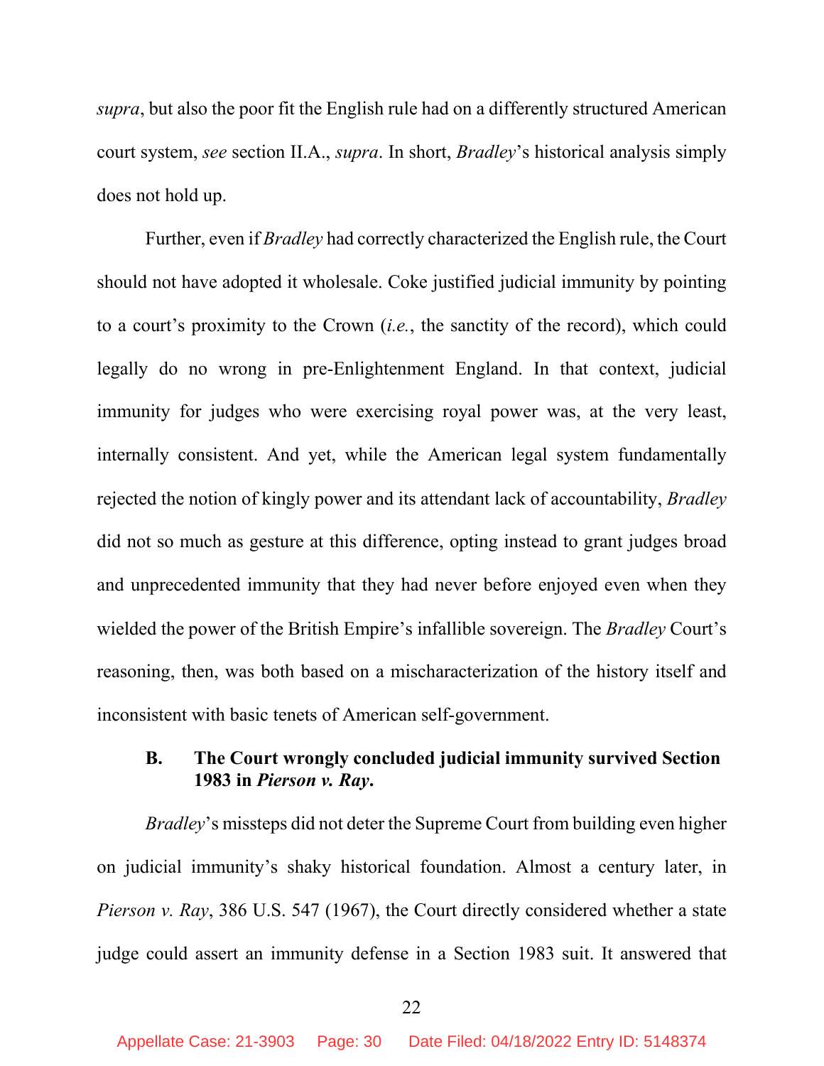*supra*, but also the poor fit the English rule had on a differently structured American court system, *see* section II.A., *supra*. In short, *Bradley*'s historical analysis simply does not hold up.

Further, even if *Bradley* had correctly characterized the English rule, the Court should not have adopted it wholesale. Coke justified judicial immunity by pointing to a court's proximity to the Crown (*i.e.*, the sanctity of the record), which could legally do no wrong in pre-Enlightenment England. In that context, judicial immunity for judges who were exercising royal power was, at the very least, internally consistent. And yet, while the American legal system fundamentally rejected the notion of kingly power and its attendant lack of accountability, *Bradley* did not so much as gesture at this difference, opting instead to grant judges broad and unprecedented immunity that they had never before enjoyed even when they wielded the power of the British Empire's infallible sovereign. The *Bradley* Court's reasoning, then, was both based on a mischaracterization of the history itself and inconsistent with basic tenets of American self-government.

### B. The Court wrongly concluded judicial immunity survived Section 1983 in *Pierson v. Ray*.

*Bradley*'s missteps did not deter the Supreme Court from building even higher on judicial immunity's shaky historical foundation. Almost a century later, in *Pierson v. Ray*, 386 U.S. 547 (1967), the Court directly considered whether a state judge could assert an immunity defense in a Section 1983 suit. It answered that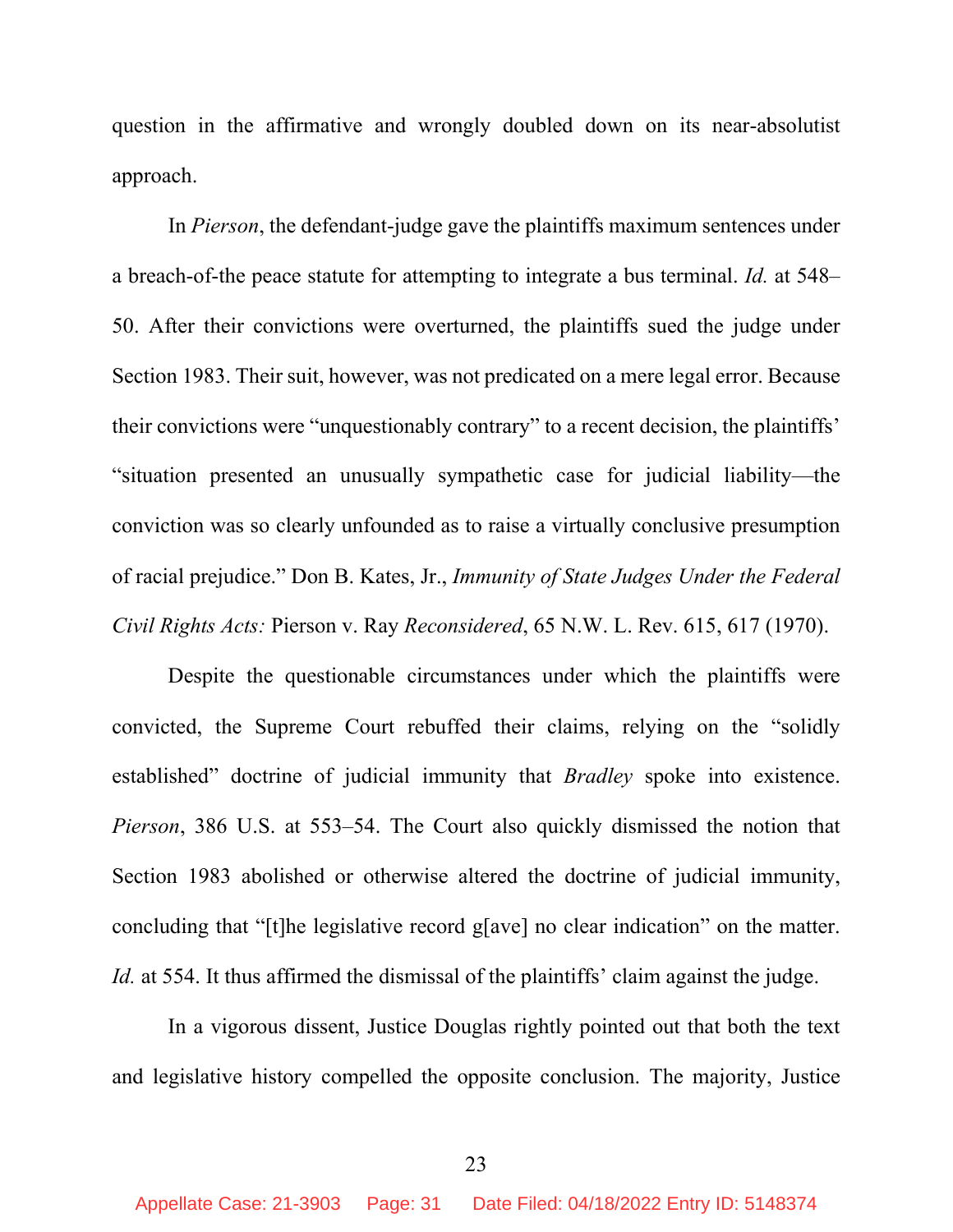question in the affirmative and wrongly doubled down on its near-absolutist approach.

In *Pierson*, the defendant-judge gave the plaintiffs maximum sentences under a breach-of-the peace statute for attempting to integrate a bus terminal. *Id.* at 548–50. After their convictions were overturned, the plaintiffs sued the judge under Section 1983. Their suit, however, was not predicated on a mere legal error. Because their convictions were "unquestionably contrary" to a recent decision, the plaintiffs' "situation presented an unusually sympathetic case for judicial liability—the conviction was so clearly unfounded as to raise a virtually conclusive presumption of racial prejudice." Don B. Kates, Jr., *Immunity of State Judges Under the Federal Civil Rights Acts:* Pierson v. Ray *Reconsidered*, 65 N.W. L. Rev. 615, 617 (1970).

Despite the questionable circumstances under which the plaintiffs were convicted, the Supreme Court rebuffed their claims, relying on the "solidly established" doctrine of judicial immunity that *Bradley* spoke into existence. *Pierson*, 386 U.S. at 553–54. The Court also quickly dismissed the notion that Section 1983 abolished or otherwise altered the doctrine of judicial immunity, concluding that "[t]he legislative record g[ave] no clear indication" on the matter. *Id.* at 554. It thus affirmed the dismissal of the plaintiffs' claim against the judge.

In a vigorous dissent, Justice Douglas rightly pointed out that both the text and legislative history compelled the opposite conclusion. The majority, Justice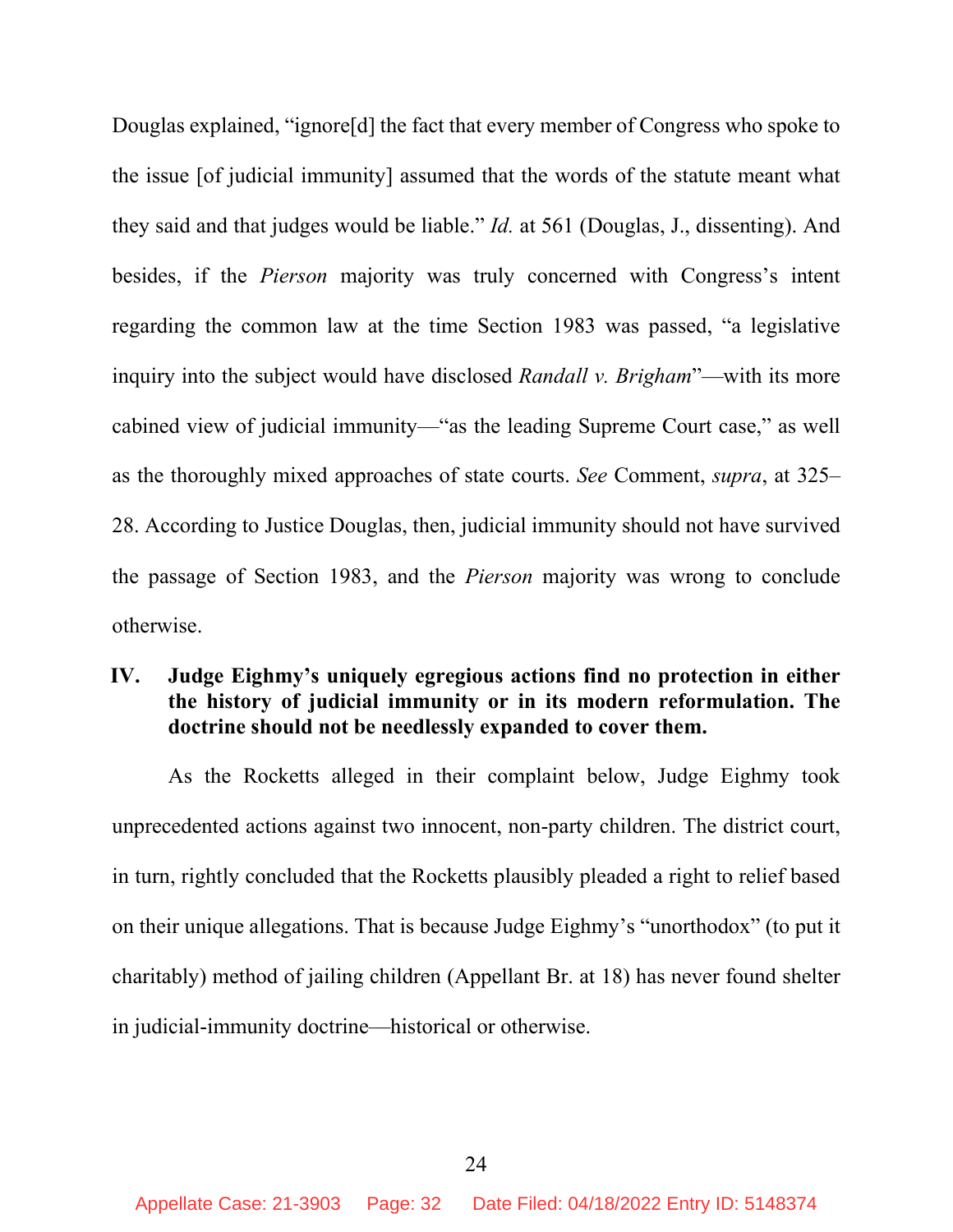Douglas explained, "ignore[d] the fact that every member of Congress who spoke to the issue [of judicial immunity] assumed that the words of the statute meant what they said and that judges would be liable." *Id.* at 561 (Douglas, J., dissenting). And besides, if the *Pierson* majority was truly concerned with Congress's intent regarding the common law at the time Section 1983 was passed, "a legislative inquiry into the subject would have disclosed *Randall v. Brigham*"—with its more cabined view of judicial immunity—"as the leading Supreme Court case," as well as the thoroughly mixed approaches of state courts. *See* Comment, *supra*, at 325–28. According to Justice Douglas, then, judicial immunity should not have survived the passage of Section 1983, and the *Pierson* majority was wrong to conclude otherwise.

## IV. Judge Eighmy's uniquely egregious actions find no protection in either the history of judicial immunity or in its modern reformulation. The doctrine should not be needlessly expanded to cover them.

As the Rocketts alleged in their complaint below, Judge Eighmy took unprecedented actions against two innocent, non-party children. The district court, in turn, rightly concluded that the Rocketts plausibly pleaded a right to relief based on their unique allegations. That is because Judge Eighmy's "unorthodox" (to put it charitably) method of jailing children (Appellant Br. at 18) has never found shelter in judicial-immunity doctrine—historical or otherwise.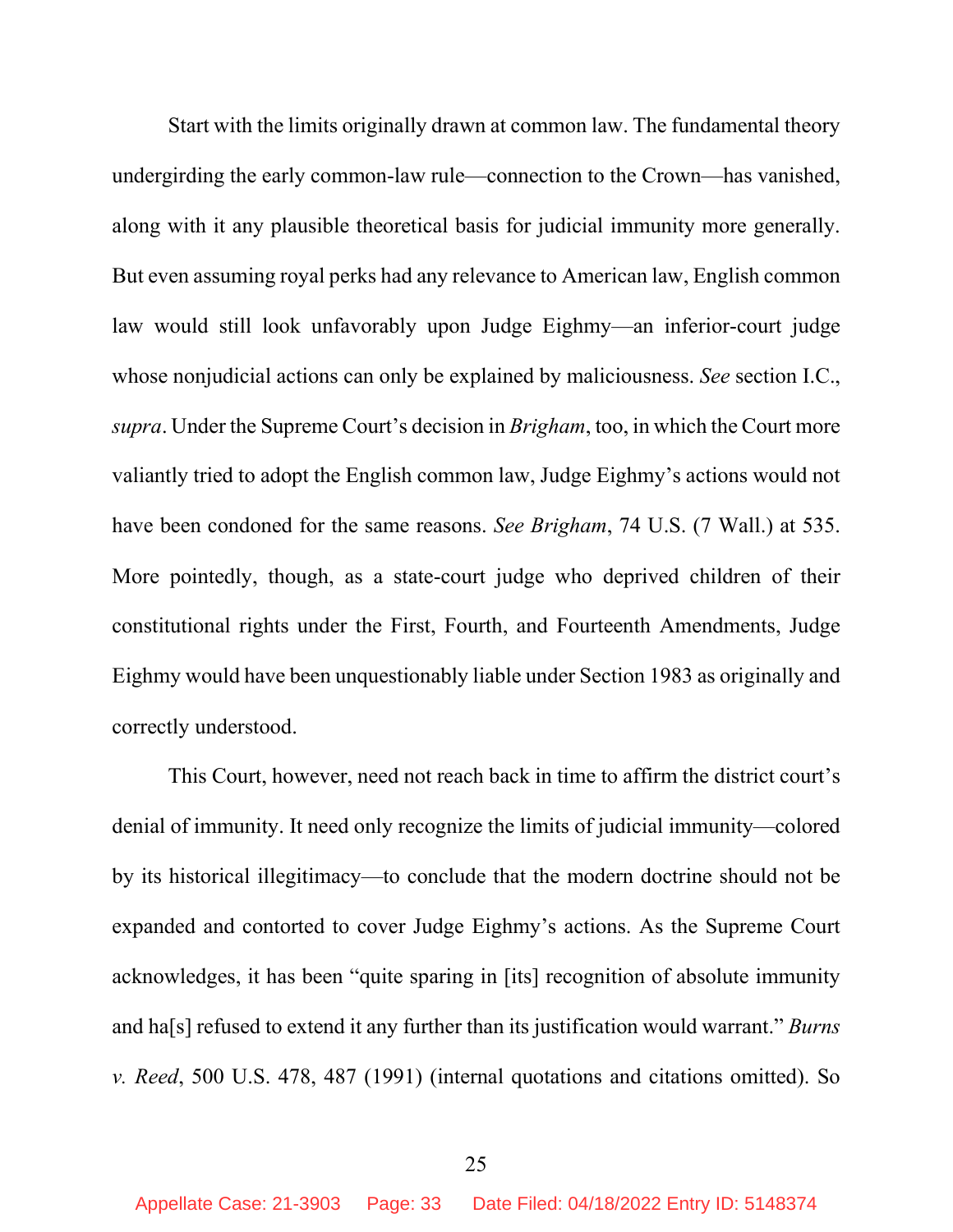Start with the limits originally drawn at common law. The fundamental theory undergirding the early common-law rule—connection to the Crown—has vanished, along with it any plausible theoretical basis for judicial immunity more generally. But even assuming royal perks had any relevance to American law, English common law would still look unfavorably upon Judge Eighmy—an inferior-court judge whose nonjudicial actions can only be explained by maliciousness. *See* section I.C., *supra*. Under the Supreme Court's decision in *Brigham*, too, in which the Court more valiantly tried to adopt the English common law, Judge Eighmy's actions would not have been condoned for the same reasons. *See Brigham*, 74 U.S. (7 Wall.) at 535. More pointedly, though, as a state-court judge who deprived children of their constitutional rights under the First, Fourth, and Fourteenth Amendments, Judge Eighmy would have been unquestionably liable under Section 1983 as originally and correctly understood.

This Court, however, need not reach back in time to affirm the district court's denial of immunity. It need only recognize the limits of judicial immunity—colored by its historical illegitimacy—to conclude that the modern doctrine should not be expanded and contorted to cover Judge Eighmy's actions. As the Supreme Court acknowledges, it has been "quite sparing in [its] recognition of absolute immunity and ha[s] refused to extend it any further than its justification would warrant." *Burns v. Reed*, 500 U.S. 478, 487 (1991) (internal quotations and citations omitted). So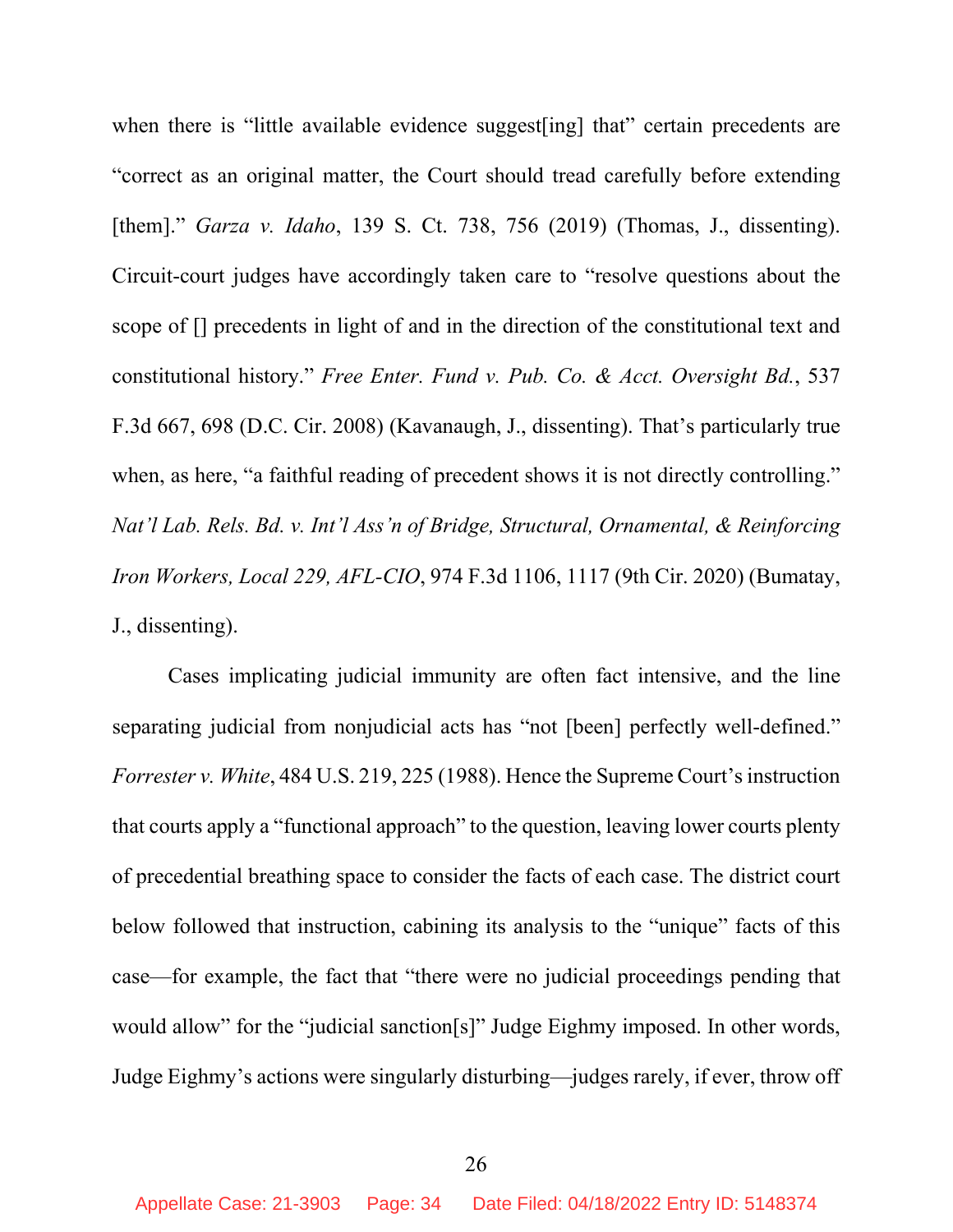when there is "little available evidence suggest[ing] that" certain precedents are "correct as an original matter, the Court should tread carefully before extending [them]." *Garza v. Idaho*, 139 S. Ct. 738, 756 (2019) (Thomas, J., dissenting). Circuit-court judges have accordingly taken care to "resolve questions about the scope of [] precedents in light of and in the direction of the constitutional text and constitutional history." *Free Enter. Fund v. Pub. Co. & Acct. Oversight Bd.*, 537 F.3d 667, 698 (D.C. Cir. 2008) (Kavanaugh, J., dissenting). That's particularly true when, as here, "a faithful reading of precedent shows it is not directly controlling." *Nat'l Lab. Rels. Bd. v. Int'l Ass'n of Bridge, Structural, Ornamental, & Reinforcing Iron Workers, Local 229, AFL-CIO*, 974 F.3d 1106, 1117 (9th Cir. 2020) (Bumatay, J., dissenting).

Cases implicating judicial immunity are often fact intensive, and the line separating judicial from nonjudicial acts has "not [been] perfectly well-defined." *Forrester v. White*, 484 U.S. 219, 225 (1988). Hence the Supreme Court's instruction that courts apply a "functional approach" to the question, leaving lower courts plenty of precedential breathing space to consider the facts of each case. The district court below followed that instruction, cabining its analysis to the "unique" facts of this case—for example, the fact that "there were no judicial proceedings pending that would allow" for the "judicial sanction[s]" Judge Eighmy imposed. In other words, Judge Eighmy's actions were singularly disturbing—judges rarely, if ever, throw off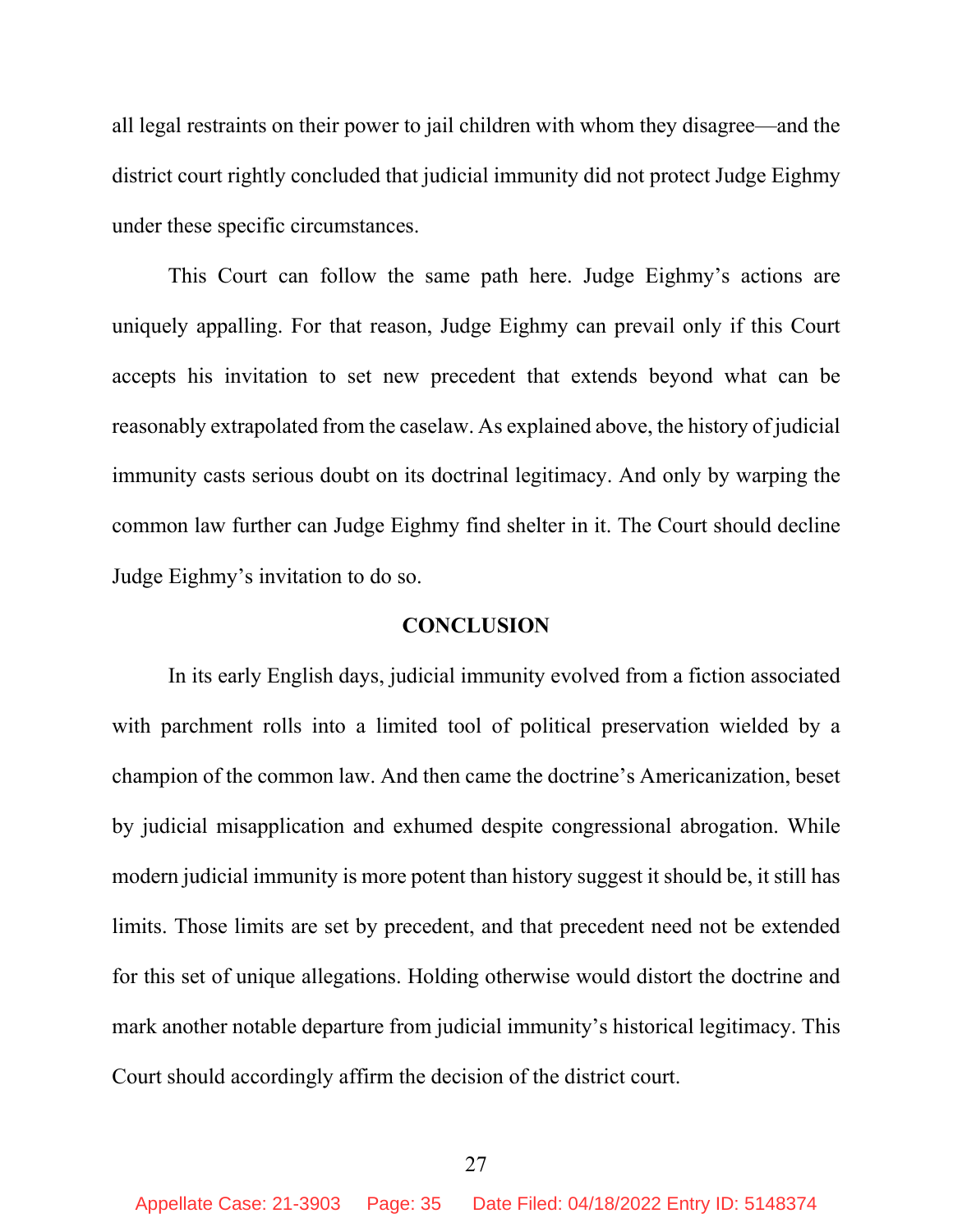all legal restraints on their power to jail children with whom they disagree—and the district court rightly concluded that judicial immunity did not protect Judge Eighmy under these specific circumstances.

This Court can follow the same path here. Judge Eighmy's actions are uniquely appalling. For that reason, Judge Eighmy can prevail only if this Court accepts his invitation to set new precedent that extends beyond what can be reasonably extrapolated from the caselaw. As explained above, the history of judicial immunity casts serious doubt on its doctrinal legitimacy. And only by warping the common law further can Judge Eighmy find shelter in it. The Court should decline Judge Eighmy's invitation to do so.

## CONCLUSION

In its early English days, judicial immunity evolved from a fiction associated with parchment rolls into a limited tool of political preservation wielded by a champion of the common law. And then came the doctrine's Americanization, beset by judicial misapplication and exhumed despite congressional abrogation. While modern judicial immunity is more potent than history suggest it should be, it still has limits. Those limits are set by precedent, and that precedent need not be extended for this set of unique allegations. Holding otherwise would distort the doctrine and mark another notable departure from judicial immunity's historical legitimacy. This Court should accordingly affirm the decision of the district court.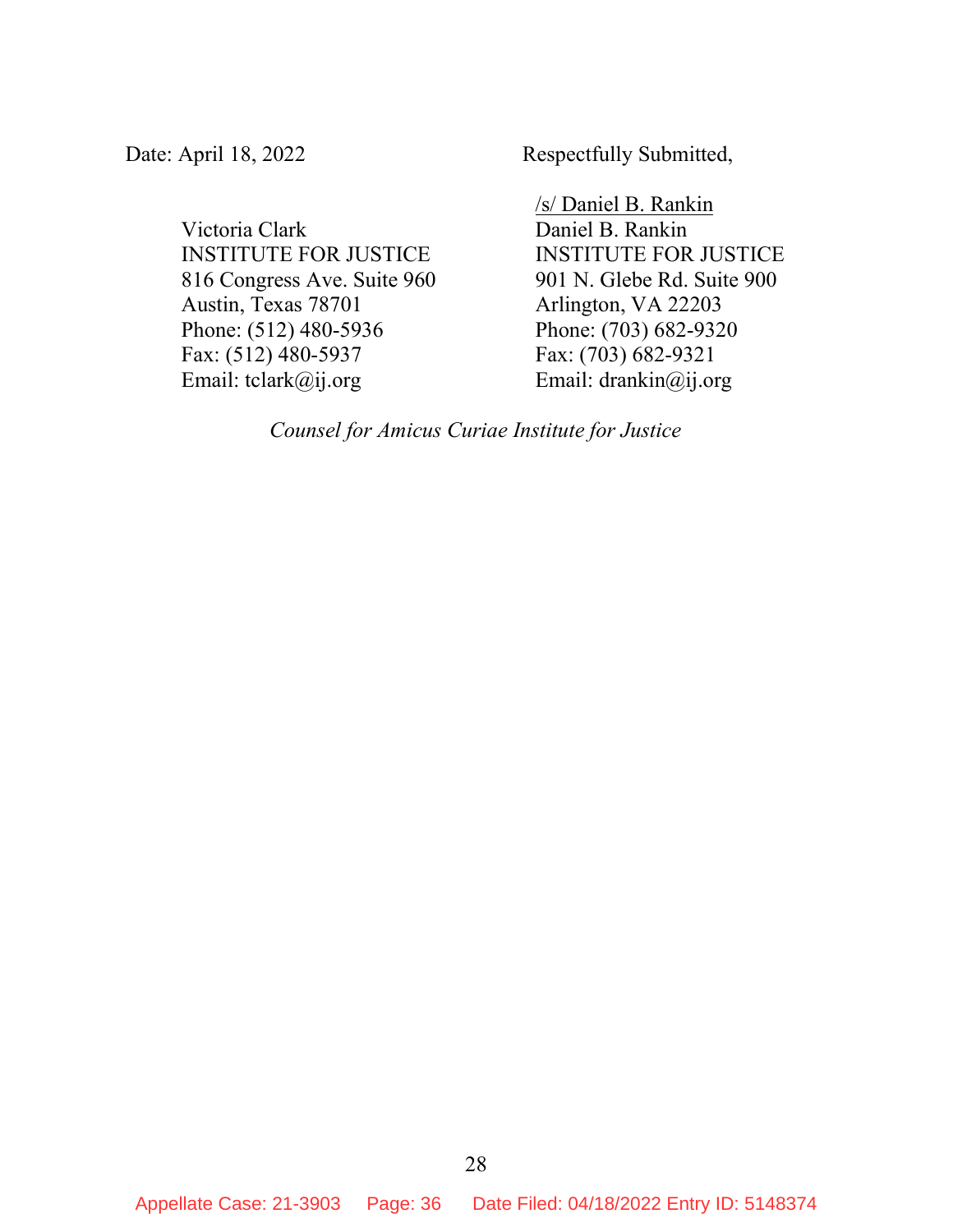Date: April 18, 2022

Respectfully Submitted,

/s/ Daniel B. Rankin
Daniel B. Rankin
INSTITUTE FOR JUSTICE
901 N. Glebe Rd. Suite 900
Arlington, VA 22203
Phone: (703) 682-9320
Fax: (703) 682-9321
Email: drankin@ij.org

Victoria Clark
INSTITUTE FOR JUSTICE
816 Congress Ave. Suite 960
Austin, Texas 78701
Phone: (512) 480-5936
Fax: (512) 480-5937
Email: tclark@ij.org

*Counsel for Amicus Curiae Institute for Justice*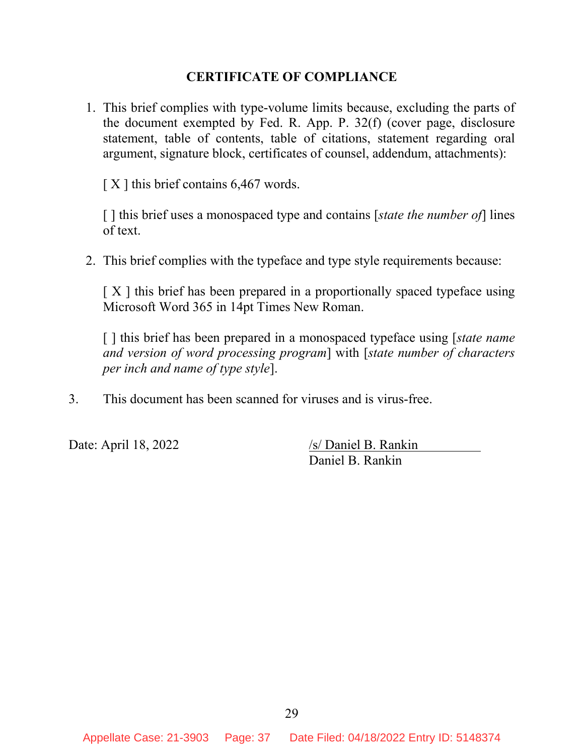## CERTIFICATE OF COMPLIANCE

1. This brief complies with type-volume limits because, excluding the parts of the document exempted by Fed. R. App. P. 32(f) (cover page, disclosure statement, table of contents, table of citations, statement regarding oral argument, signature block, certificates of counsel, addendum, attachments):

   [ X ] this brief contains 6,467 words.

   [ ] this brief uses a monospaced type and contains [*state the number of*] lines of text.

2. This brief complies with the typeface and type style requirements because:

   [ X ] this brief has been prepared in a proportionally spaced typeface using Microsoft Word 365 in 14pt Times New Roman.

   [ ] this brief has been prepared in a monospaced typeface using [*state name and version of word processing program*] with [*state number of characters per inch and name of type style*].

3. This document has been scanned for viruses and is virus-free.

Date: April 18, 2022

/s/ Daniel B. Rankin
Daniel B. Rankin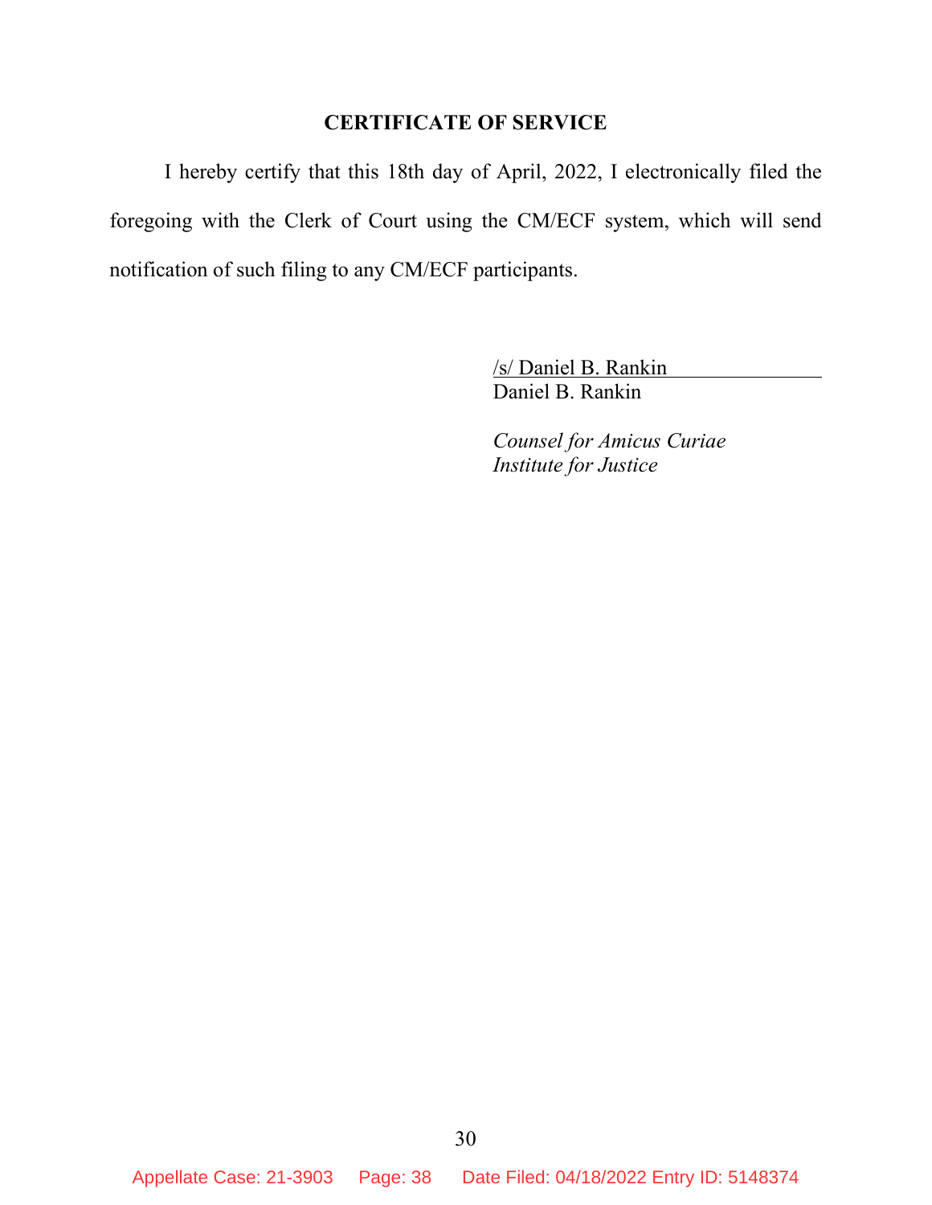## CERTIFICATE OF SERVICE

I hereby certify that this 18th day of April, 2022, I electronically filed the foregoing with the Clerk of Court using the CM/ECF system, which will send notification of such filing to any CM/ECF participants.

/s/ Daniel B. Rankin
Daniel B. Rankin

*Counsel for Amicus Curiae*
*Institute for Justice*